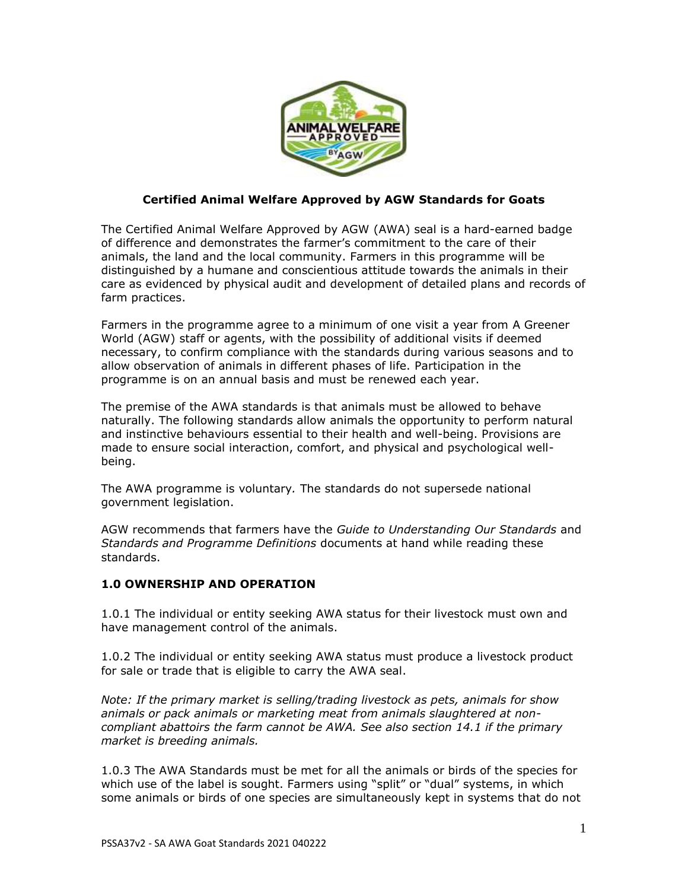**Certified Animal Welfare Approved by AGW Standards for Goats**

The Certified Animal Welfare Approved by AGW (AWA) seal is a hard-earned badge of difference and demonstrates the farmer's commitment to the care of their animals, the land and the local community. Farmers in this programme will be distinguished by a humane and conscientious attitude towards the animals in their care as evidenced by physical audit and development of detailed plans and records of farm practices.

Farmers in the programme agree to a minimum of one visit a year from A Greener World (AGW) staff or agents, with the possibility of additional visits if deemed necessary, to confirm compliance with the standards during various seasons and to allow observation of animals in different phases of life. Participation in the programme is on an annual basis and must be renewed each year.

The premise of the AWA standards is that animals must be allowed to behave naturally. The following standards allow animals the opportunity to perform natural and instinctive behaviours essential to their health and well-being. Provisions are made to ensure social interaction, comfort, and physical and psychological well-being.

The AWA programme is voluntary*.* The standards do not supersede national government legislation.

AGW recommends that farmers have the *Guide to Understanding Our Standards* and *Standards and Programme Definitions* documents at hand while reading these standards.

## 1.0 OWNERSHIP AND OPERATION

1.0.1 The individual or entity seeking AWA status for their livestock must own and have management control of the animals.

1.0.2 The individual or entity seeking AWA status must produce a livestock product for sale or trade that is eligible to carry the AWA seal.

*Note: If the primary market is selling/trading livestock as pets, animals for show animals or pack animals or marketing meat from animals slaughtered at non-compliant abattoirs the farm cannot be AWA. See also section 14.1 if the primary market is breeding animals.*

1.0.3 The AWA Standards must be met for all the animals or birds of the species for which use of the label is sought. Farmers using "split" or "dual" systems, in which some animals or birds of one species are simultaneously kept in systems that do not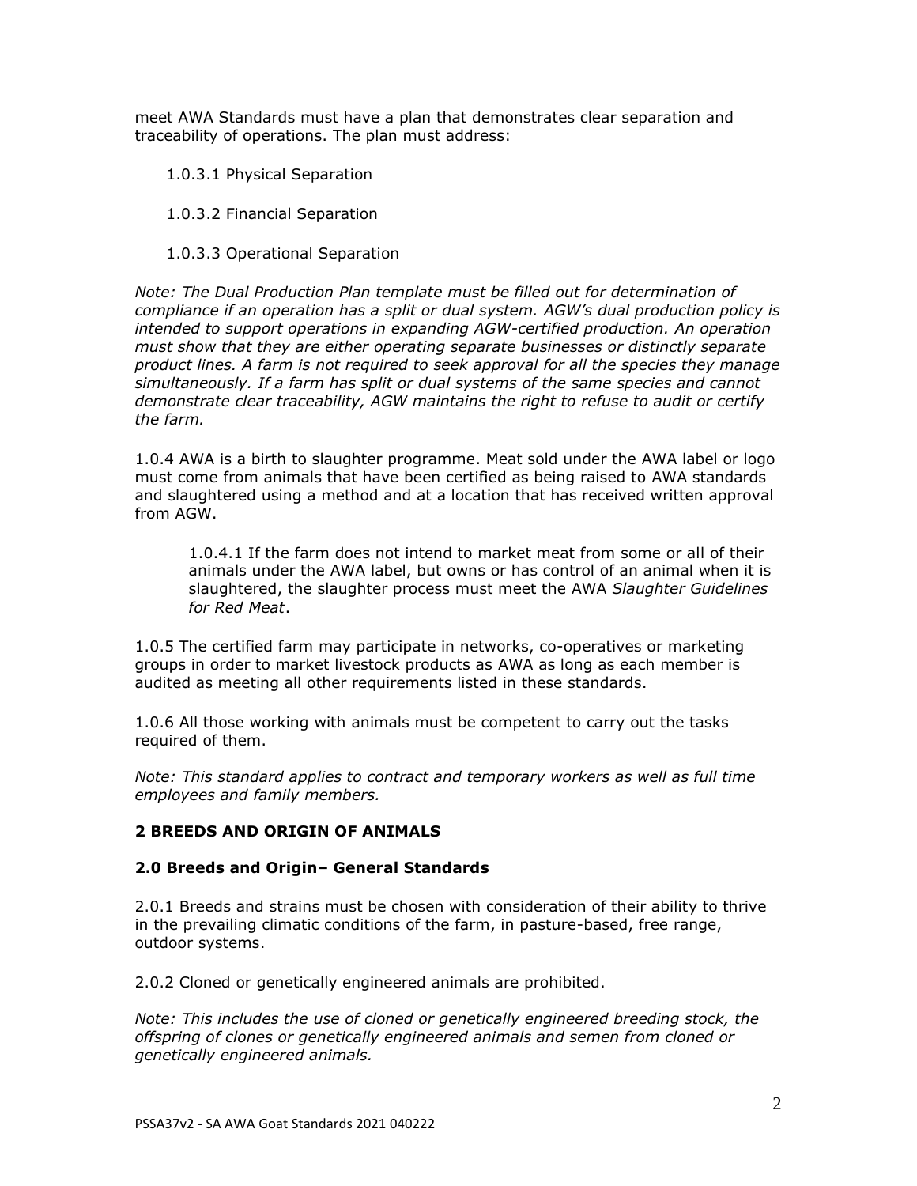meet AWA Standards must have a plan that demonstrates clear separation and traceability of operations. The plan must address:

1.0.3.1 Physical Separation

1.0.3.2 Financial Separation

1.0.3.3 Operational Separation

*Note: The Dual Production Plan template must be filled out for determination of compliance if an operation has a split or dual system. AGW's dual production policy is intended to support operations in expanding AGW-certified production. An operation must show that they are either operating separate businesses or distinctly separate product lines. A farm is not required to seek approval for all the species they manage simultaneously. If a farm has split or dual systems of the same species and cannot demonstrate clear traceability, AGW maintains the right to refuse to audit or certify the farm.*

1.0.4 AWA is a birth to slaughter programme. Meat sold under the AWA label or logo must come from animals that have been certified as being raised to AWA standards and slaughtered using a method and at a location that has received written approval from AGW.

1.0.4.1 If the farm does not intend to market meat from some or all of their animals under the AWA label, but owns or has control of an animal when it is slaughtered, the slaughter process must meet the AWA *Slaughter Guidelines for Red Meat*.

1.0.5 The certified farm may participate in networks, co-operatives or marketing groups in order to market livestock products as AWA as long as each member is audited as meeting all other requirements listed in these standards.

1.0.6 All those working with animals must be competent to carry out the tasks required of them.

*Note: This standard applies to contract and temporary workers as well as full time employees and family members.*

## 2 BREEDS AND ORIGIN OF ANIMALS

### 2.0 Breeds and Origin– General Standards

2.0.1 Breeds and strains must be chosen with consideration of their ability to thrive in the prevailing climatic conditions of the farm, in pasture-based, free range, outdoor systems.

2.0.2 Cloned or genetically engineered animals are prohibited.

*Note: This includes the use of cloned or genetically engineered breeding stock, the offspring of clones or genetically engineered animals and semen from cloned or genetically engineered animals.*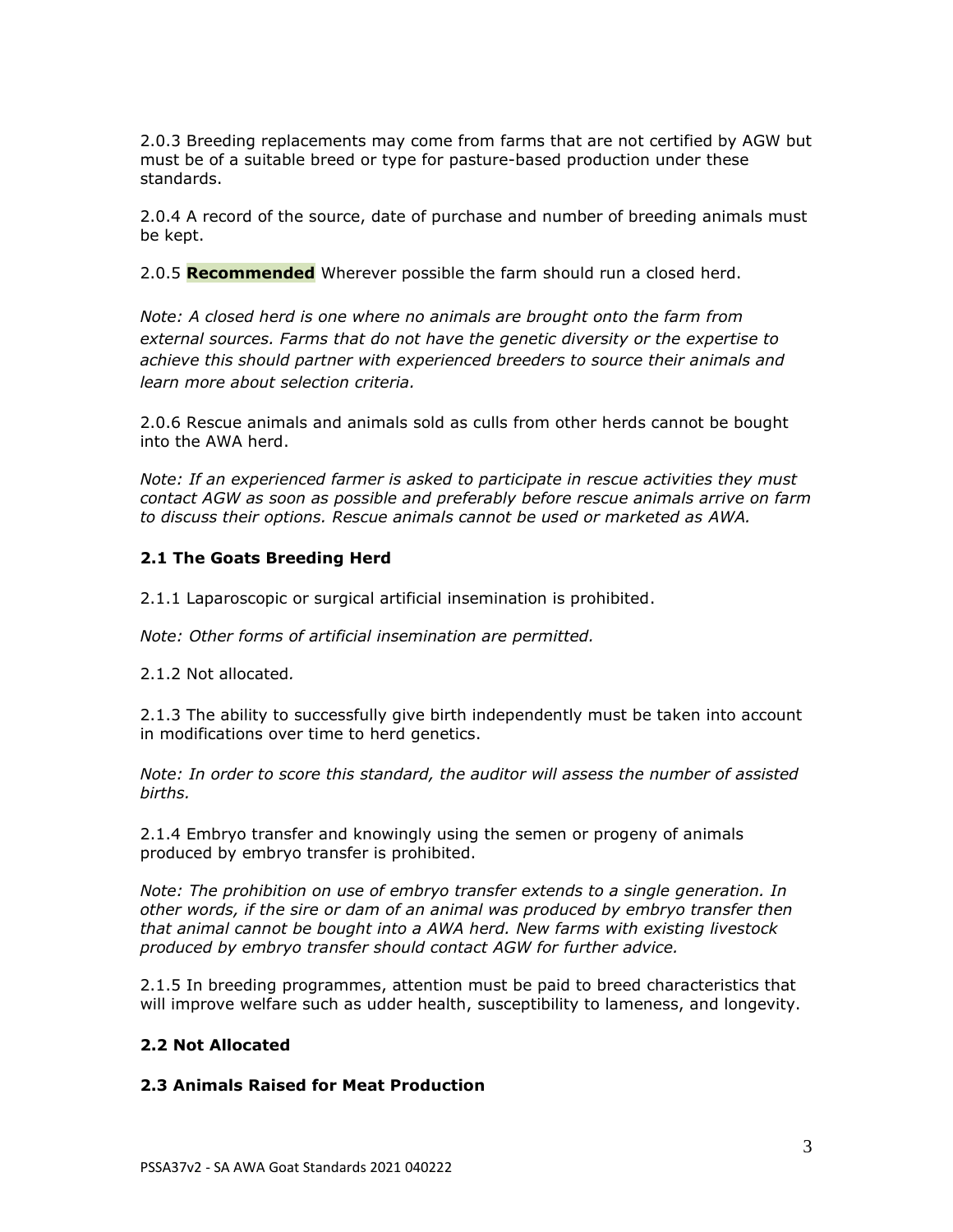2.0.3 Breeding replacements may come from farms that are not certified by AGW but must be of a suitable breed or type for pasture-based production under these standards.

2.0.4 A record of the source, date of purchase and number of breeding animals must be kept.

2.0.5 **Recommended** Wherever possible the farm should run a closed herd.

*Note: A closed herd is one where no animals are brought onto the farm from external sources. Farms that do not have the genetic diversity or the expertise to achieve this should partner with experienced breeders to source their animals and learn more about selection criteria.*

2.0.6 Rescue animals and animals sold as culls from other herds cannot be bought into the AWA herd.

*Note: If an experienced farmer is asked to participate in rescue activities they must contact AGW as soon as possible and preferably before rescue animals arrive on farm to discuss their options. Rescue animals cannot be used or marketed as AWA.*

### 2.1 The Goats Breeding Herd

2.1.1 Laparoscopic or surgical artificial insemination is prohibited.

*Note: Other forms of artificial insemination are permitted.*

2.1.2 Not allocated.

2.1.3 The ability to successfully give birth independently must be taken into account in modifications over time to herd genetics.

*Note: In order to score this standard, the auditor will assess the number of assisted births.*

2.1.4 Embryo transfer and knowingly using the semen or progeny of animals produced by embryo transfer is prohibited.

*Note: The prohibition on use of embryo transfer extends to a single generation. In other words, if the sire or dam of an animal was produced by embryo transfer then that animal cannot be bought into a AWA herd. New farms with existing livestock produced by embryo transfer should contact AGW for further advice.*

2.1.5 In breeding programmes, attention must be paid to breed characteristics that will improve welfare such as udder health, susceptibility to lameness, and longevity.

### 2.2 Not Allocated

### 2.3 Animals Raised for Meat Production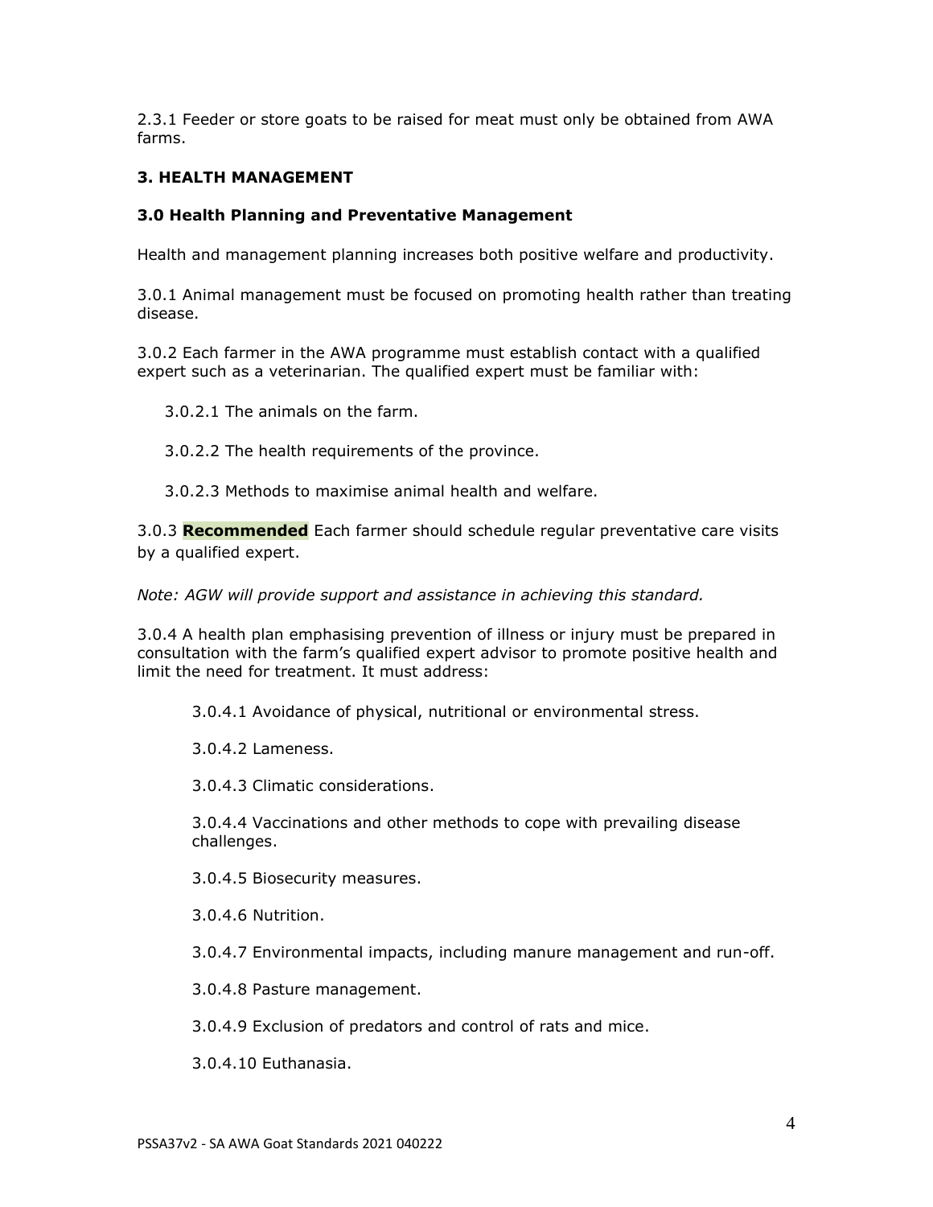2.3.1 Feeder or store goats to be raised for meat must only be obtained from AWA farms.

## 3. HEALTH MANAGEMENT

### 3.0 Health Planning and Preventative Management

Health and management planning increases both positive welfare and productivity.

3.0.1 Animal management must be focused on promoting health rather than treating disease.

3.0.2 Each farmer in the AWA programme must establish contact with a qualified expert such as a veterinarian. The qualified expert must be familiar with:

- 3.0.2.1 The animals on the farm.
- 3.0.2.2 The health requirements of the province.
- 3.0.2.3 Methods to maximise animal health and welfare.

3.0.3 **Recommended** Each farmer should schedule regular preventative care visits by a qualified expert.

*Note: AGW will provide support and assistance in achieving this standard.*

3.0.4 A health plan emphasising prevention of illness or injury must be prepared in consultation with the farm's qualified expert advisor to promote positive health and limit the need for treatment. It must address:

- 3.0.4.1 Avoidance of physical, nutritional or environmental stress.
- 3.0.4.2 Lameness.
- 3.0.4.3 Climatic considerations.
- 3.0.4.4 Vaccinations and other methods to cope with prevailing disease challenges.
- 3.0.4.5 Biosecurity measures.
- 3.0.4.6 Nutrition.
- 3.0.4.7 Environmental impacts, including manure management and run-off.
- 3.0.4.8 Pasture management.
- 3.0.4.9 Exclusion of predators and control of rats and mice.
- 3.0.4.10 Euthanasia.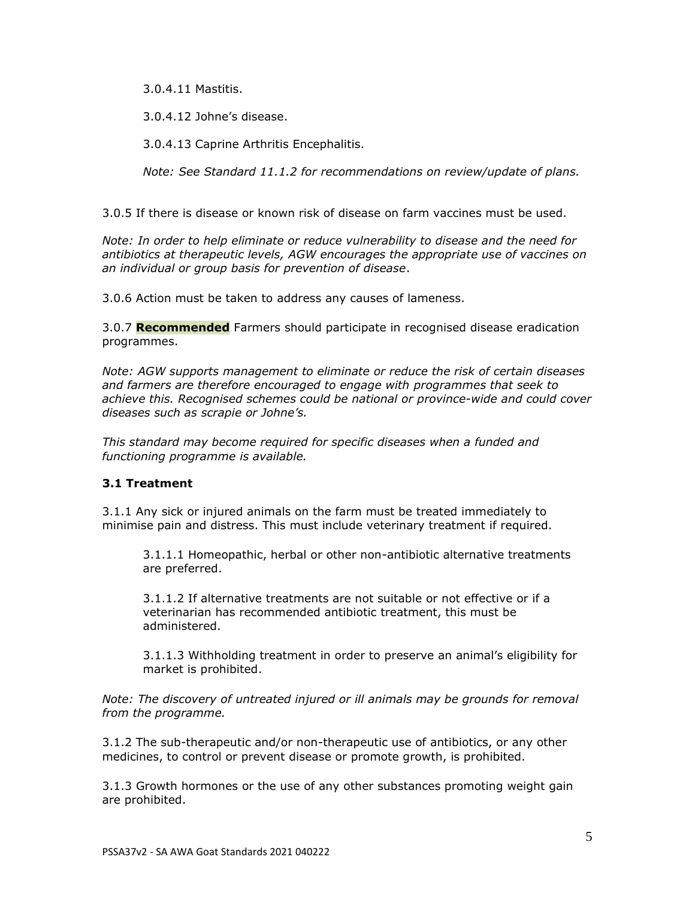3.0.4.11 Mastitis.

3.0.4.12 Johne's disease.

3.0.4.13 Caprine Arthritis Encephalitis.

*Note: See Standard 11.1.2 for recommendations on review/update of plans.*

3.0.5 If there is disease or known risk of disease on farm vaccines must be used.

*Note: In order to help eliminate or reduce vulnerability to disease and the need for antibiotics at therapeutic levels, AGW encourages the appropriate use of vaccines on an individual or group basis for prevention of disease*.

3.0.6 Action must be taken to address any causes of lameness.

3.0.7 **Recommended** Farmers should participate in recognised disease eradication programmes.

*Note: AGW supports management to eliminate or reduce the risk of certain diseases and farmers are therefore encouraged to engage with programmes that seek to achieve this. Recognised schemes could be national or province-wide and could cover diseases such as scrapie or Johne's.*

*This standard may become required for specific diseases when a funded and functioning programme is available.*

### 3.1 Treatment

3.1.1 Any sick or injured animals on the farm must be treated immediately to minimise pain and distress. This must include veterinary treatment if required.

3.1.1.1 Homeopathic, herbal or other non-antibiotic alternative treatments are preferred.

3.1.1.2 If alternative treatments are not suitable or not effective or if a veterinarian has recommended antibiotic treatment, this must be administered.

3.1.1.3 Withholding treatment in order to preserve an animal's eligibility for market is prohibited.

*Note: The discovery of untreated injured or ill animals may be grounds for removal from the programme.*

3.1.2 The sub-therapeutic and/or non-therapeutic use of antibiotics, or any other medicines, to control or prevent disease or promote growth, is prohibited.

3.1.3 Growth hormones or the use of any other substances promoting weight gain are prohibited.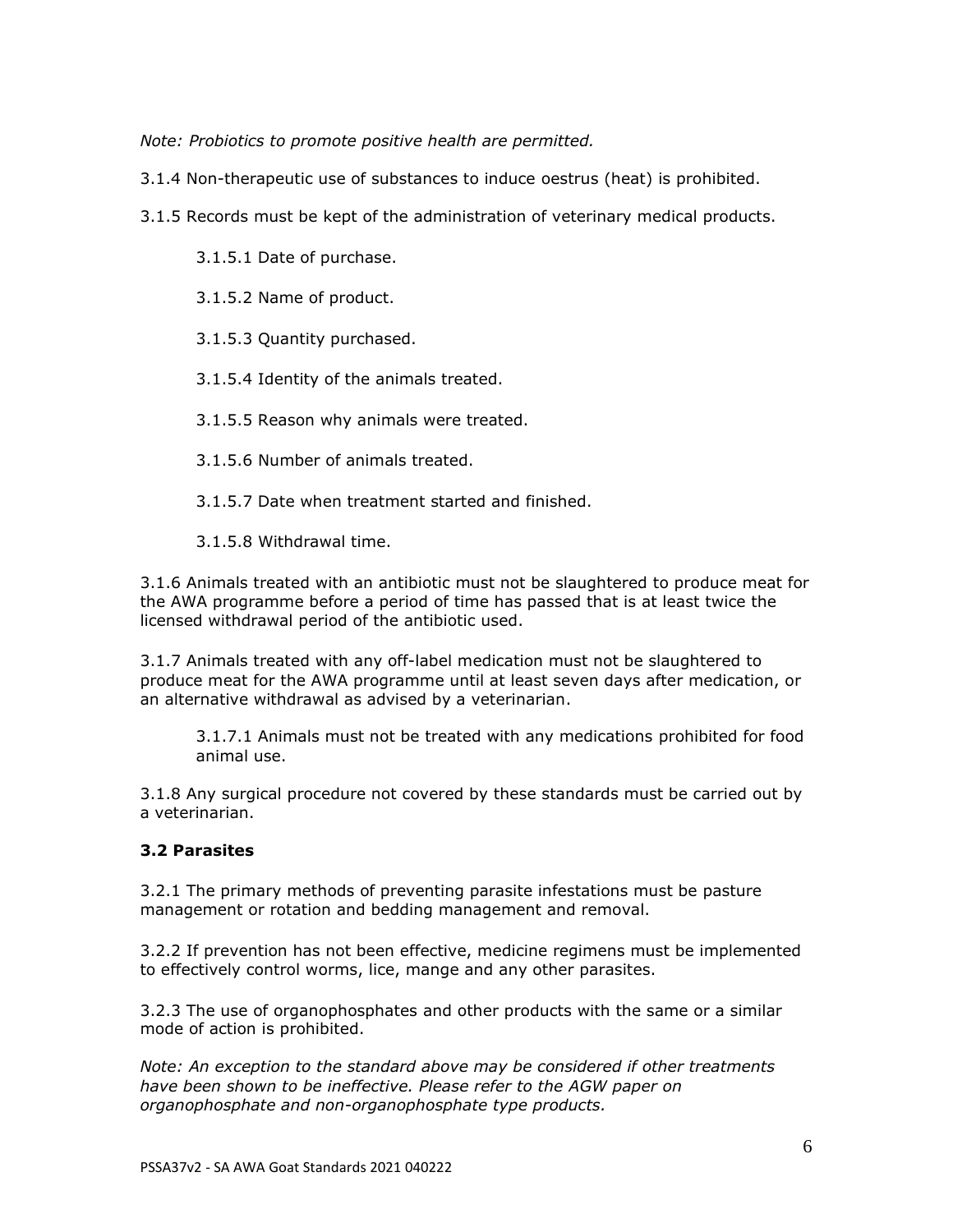*Note: Probiotics to promote positive health are permitted.*

3.1.4 Non-therapeutic use of substances to induce oestrus (heat) is prohibited.

3.1.5 Records must be kept of the administration of veterinary medical products.

3.1.5.1 Date of purchase.

3.1.5.2 Name of product.

3.1.5.3 Quantity purchased.

3.1.5.4 Identity of the animals treated.

3.1.5.5 Reason why animals were treated.

3.1.5.6 Number of animals treated.

3.1.5.7 Date when treatment started and finished.

3.1.5.8 Withdrawal time.

3.1.6 Animals treated with an antibiotic must not be slaughtered to produce meat for the AWA programme before a period of time has passed that is at least twice the licensed withdrawal period of the antibiotic used.

3.1.7 Animals treated with any off-label medication must not be slaughtered to produce meat for the AWA programme until at least seven days after medication, or an alternative withdrawal as advised by a veterinarian.

3.1.7.1 Animals must not be treated with any medications prohibited for food animal use.

3.1.8 Any surgical procedure not covered by these standards must be carried out by a veterinarian.

### 3.2 Parasites

3.2.1 The primary methods of preventing parasite infestations must be pasture management or rotation and bedding management and removal.

3.2.2 If prevention has not been effective, medicine regimens must be implemented to effectively control worms, lice, mange and any other parasites.

3.2.3 The use of organophosphates and other products with the same or a similar mode of action is prohibited.

*Note: An exception to the standard above may be considered if other treatments have been shown to be ineffective. Please refer to the AGW paper on organophosphate and non-organophosphate type products.*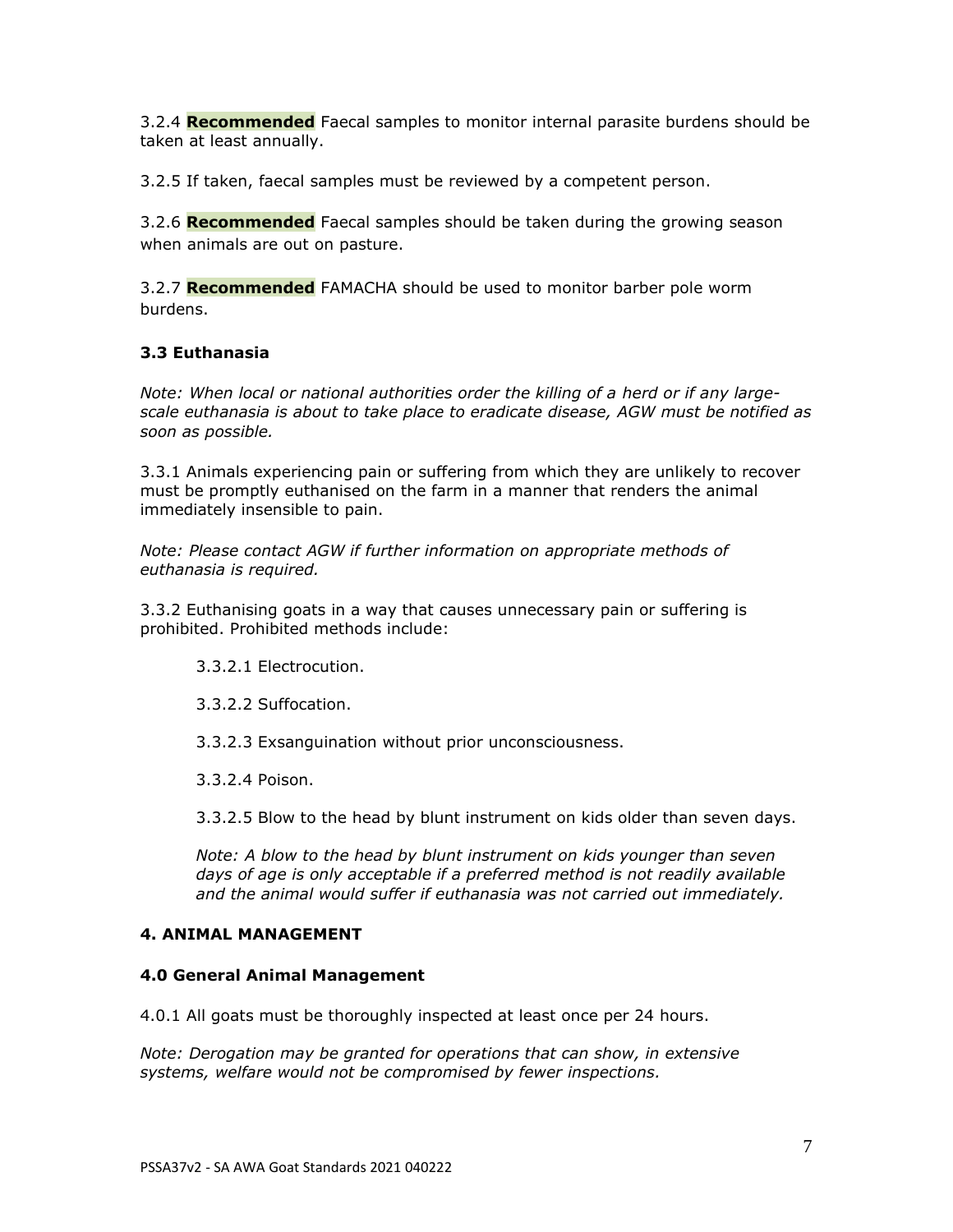3.2.4 **Recommended** Faecal samples to monitor internal parasite burdens should be taken at least annually.

3.2.5 If taken, faecal samples must be reviewed by a competent person.

3.2.6 **Recommended** Faecal samples should be taken during the growing season when animals are out on pasture.

3.2.7 **Recommended** FAMACHA should be used to monitor barber pole worm burdens.

### 3.3 Euthanasia

*Note: When local or national authorities order the killing of a herd or if any large-scale euthanasia is about to take place to eradicate disease, AGW must be notified as soon as possible.*

3.3.1 Animals experiencing pain or suffering from which they are unlikely to recover must be promptly euthanised on the farm in a manner that renders the animal immediately insensible to pain.

*Note: Please contact AGW if further information on appropriate methods of euthanasia is required.*

3.3.2 Euthanising goats in a way that causes unnecessary pain or suffering is prohibited. Prohibited methods include:

- 3.3.2.1 Electrocution.
- 3.3.2.2 Suffocation.
- 3.3.2.3 Exsanguination without prior unconsciousness.
- 3.3.2.4 Poison.
- 3.3.2.5 Blow to the head by blunt instrument on kids older than seven days.

*Note: A blow to the head by blunt instrument on kids younger than seven days of age is only acceptable if a preferred method is not readily available and the animal would suffer if euthanasia was not carried out immediately.*

## 4. ANIMAL MANAGEMENT

### 4.0 General Animal Management

4.0.1 All goats must be thoroughly inspected at least once per 24 hours.

*Note: Derogation may be granted for operations that can show, in extensive systems, welfare would not be compromised by fewer inspections.*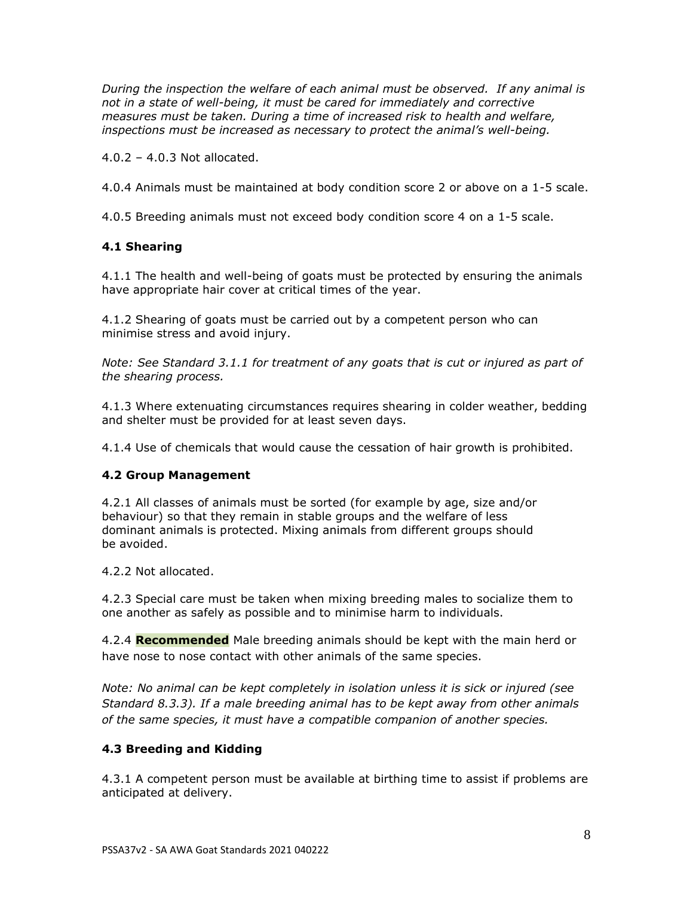*During the inspection the welfare of each animal must be observed. If any animal is not in a state of well-being, it must be cared for immediately and corrective measures must be taken. During a time of increased risk to health and welfare, inspections must be increased as necessary to protect the animal's well-being.*

4.0.2 – 4.0.3 Not allocated.

4.0.4 Animals must be maintained at body condition score 2 or above on a 1-5 scale.

4.0.5 Breeding animals must not exceed body condition score 4 on a 1-5 scale.

### 4.1 Shearing

4.1.1 The health and well-being of goats must be protected by ensuring the animals have appropriate hair cover at critical times of the year.

4.1.2 Shearing of goats must be carried out by a competent person who can minimise stress and avoid injury.

*Note: See Standard 3.1.1 for treatment of any goats that is cut or injured as part of the shearing process.*

4.1.3 Where extenuating circumstances requires shearing in colder weather, bedding and shelter must be provided for at least seven days.

4.1.4 Use of chemicals that would cause the cessation of hair growth is prohibited.

### 4.2 Group Management

4.2.1 All classes of animals must be sorted (for example by age, size and/or behaviour) so that they remain in stable groups and the welfare of less dominant animals is protected. Mixing animals from different groups should be avoided.

4.2.2 Not allocated.

4.2.3 Special care must be taken when mixing breeding males to socialize them to one another as safely as possible and to minimise harm to individuals.

4.2.4 **Recommended** Male breeding animals should be kept with the main herd or have nose to nose contact with other animals of the same species.

*Note: No animal can be kept completely in isolation unless it is sick or injured (see Standard 8.3.3). If a male breeding animal has to be kept away from other animals of the same species, it must have a compatible companion of another species.*

### 4.3 Breeding and Kidding

4.3.1 A competent person must be available at birthing time to assist if problems are anticipated at delivery.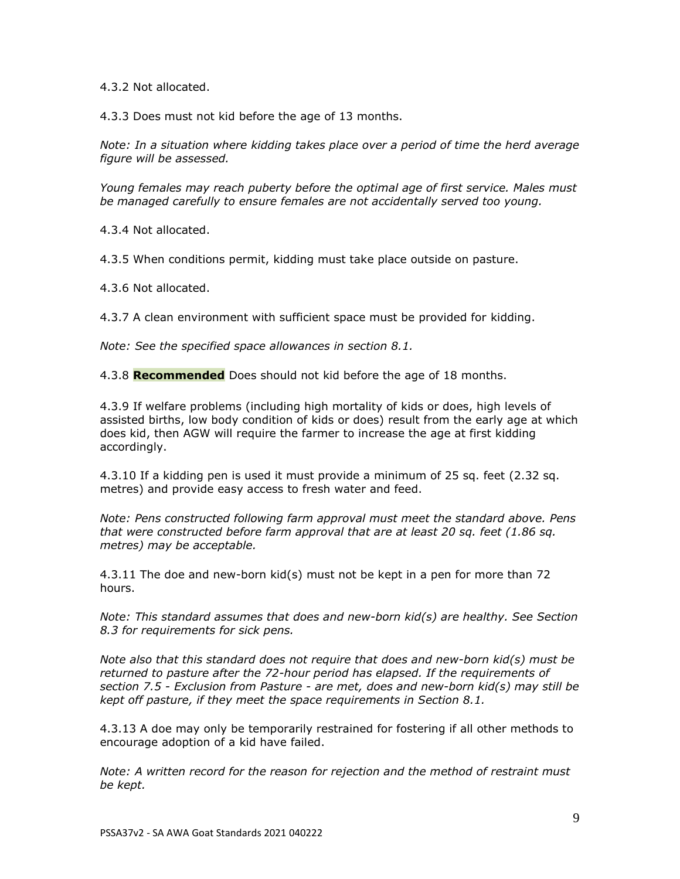4.3.2 Not allocated.

4.3.3 Does must not kid before the age of 13 months.

*Note: In a situation where kidding takes place over a period of time the herd average figure will be assessed.*

*Young females may reach puberty before the optimal age of first service. Males must be managed carefully to ensure females are not accidentally served too young.*

4.3.4 Not allocated.

4.3.5 When conditions permit, kidding must take place outside on pasture.

4.3.6 Not allocated.

4.3.7 A clean environment with sufficient space must be provided for kidding.

*Note: See the specified space allowances in section 8.1.*

4.3.8 **Recommended** Does should not kid before the age of 18 months.

4.3.9 If welfare problems (including high mortality of kids or does, high levels of assisted births, low body condition of kids or does) result from the early age at which does kid, then AGW will require the farmer to increase the age at first kidding accordingly.

4.3.10 If a kidding pen is used it must provide a minimum of 25 sq. feet (2.32 sq. metres) and provide easy access to fresh water and feed.

*Note: Pens constructed following farm approval must meet the standard above. Pens that were constructed before farm approval that are at least 20 sq. feet (1.86 sq. metres) may be acceptable.*

4.3.11 The doe and new-born kid(s) must not be kept in a pen for more than 72 hours.

*Note: This standard assumes that does and new-born kid(s) are healthy. See Section 8.3 for requirements for sick pens.*

*Note also that this standard does not require that does and new-born kid(s) must be returned to pasture after the 72-hour period has elapsed. If the requirements of section 7.5 - Exclusion from Pasture - are met, does and new-born kid(s) may still be kept off pasture, if they meet the space requirements in Section 8.1.*

4.3.13 A doe may only be temporarily restrained for fostering if all other methods to encourage adoption of a kid have failed.

*Note: A written record for the reason for rejection and the method of restraint must be kept.*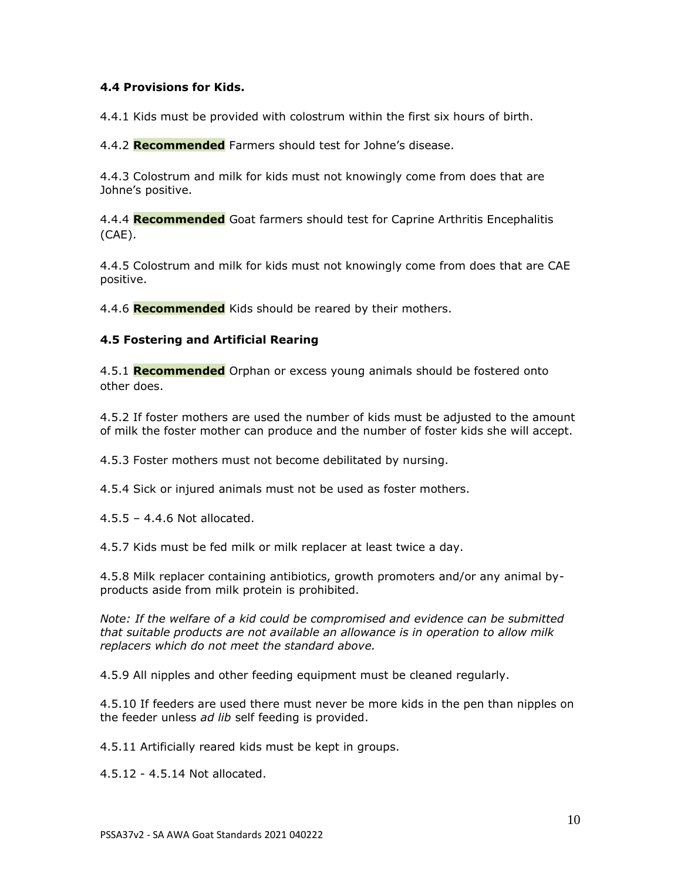### 4.4 Provisions for Kids.

4.4.1 Kids must be provided with colostrum within the first six hours of birth.

4.4.2 **Recommended** Farmers should test for Johne's disease.

4.4.3 Colostrum and milk for kids must not knowingly come from does that are Johne's positive.

4.4.4 **Recommended** Goat farmers should test for Caprine Arthritis Encephalitis (CAE).

4.4.5 Colostrum and milk for kids must not knowingly come from does that are CAE positive.

4.4.6 **Recommended** Kids should be reared by their mothers.

### 4.5 Fostering and Artificial Rearing

4.5.1 **Recommended** Orphan or excess young animals should be fostered onto other does.

4.5.2 If foster mothers are used the number of kids must be adjusted to the amount of milk the foster mother can produce and the number of foster kids she will accept.

4.5.3 Foster mothers must not become debilitated by nursing.

4.5.4 Sick or injured animals must not be used as foster mothers.

4.5.5 – 4.4.6 Not allocated.

4.5.7 Kids must be fed milk or milk replacer at least twice a day.

4.5.8 Milk replacer containing antibiotics, growth promoters and/or any animal by-products aside from milk protein is prohibited.

*Note: If the welfare of a kid could be compromised and evidence can be submitted that suitable products are not available an allowance is in operation to allow milk replacers which do not meet the standard above.*

4.5.9 All nipples and other feeding equipment must be cleaned regularly.

4.5.10 If feeders are used there must never be more kids in the pen than nipples on the feeder unless *ad lib* self feeding is provided.

4.5.11 Artificially reared kids must be kept in groups.

4.5.12 - 4.5.14 Not allocated.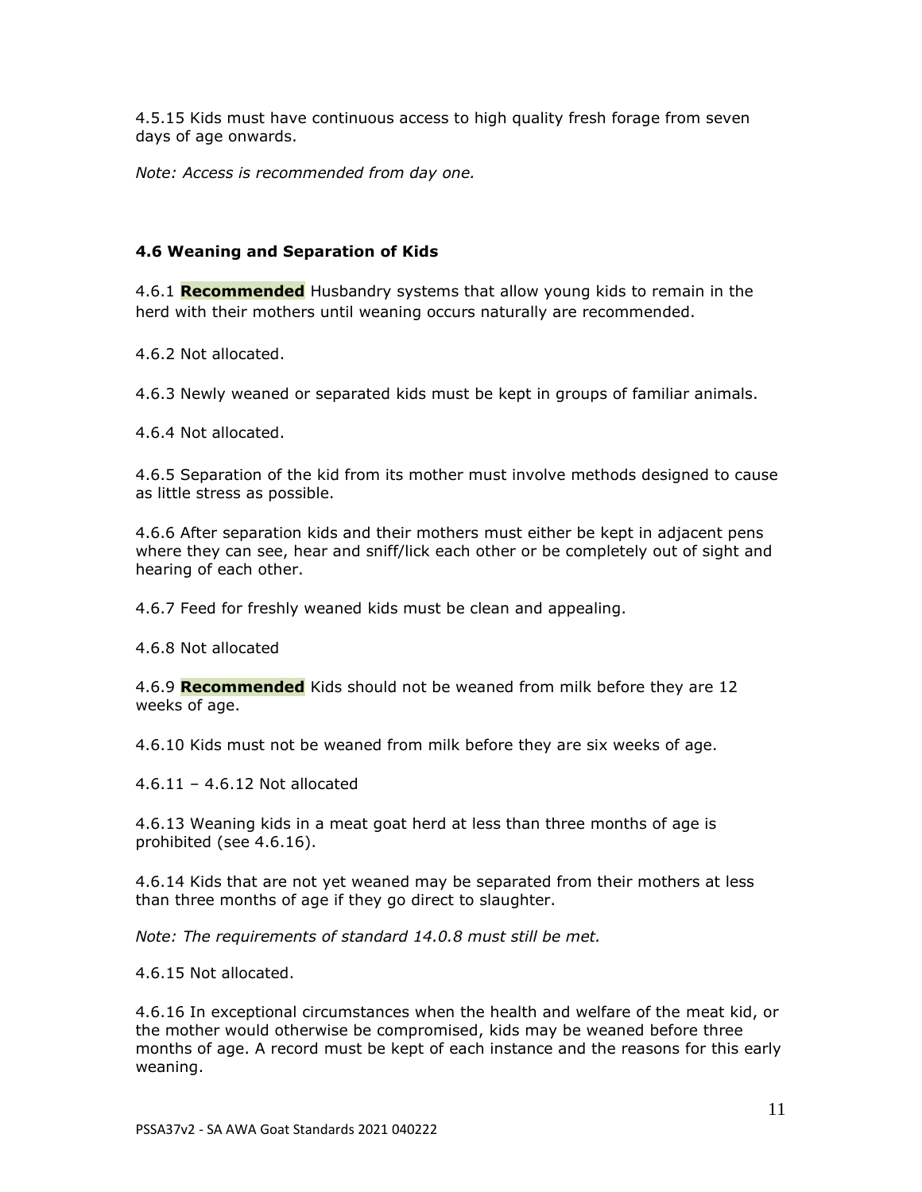4.5.15 Kids must have continuous access to high quality fresh forage from seven days of age onwards.

*Note: Access is recommended from day one.*

### 4.6 Weaning and Separation of Kids

4.6.1 **Recommended** Husbandry systems that allow young kids to remain in the herd with their mothers until weaning occurs naturally are recommended.

4.6.2 Not allocated.

4.6.3 Newly weaned or separated kids must be kept in groups of familiar animals.

4.6.4 Not allocated.

4.6.5 Separation of the kid from its mother must involve methods designed to cause as little stress as possible.

4.6.6 After separation kids and their mothers must either be kept in adjacent pens where they can see, hear and sniff/lick each other or be completely out of sight and hearing of each other.

4.6.7 Feed for freshly weaned kids must be clean and appealing.

4.6.8 Not allocated

4.6.9 **Recommended** Kids should not be weaned from milk before they are 12 weeks of age.

4.6.10 Kids must not be weaned from milk before they are six weeks of age.

4.6.11 – 4.6.12 Not allocated

4.6.13 Weaning kids in a meat goat herd at less than three months of age is prohibited (see 4.6.16).

4.6.14 Kids that are not yet weaned may be separated from their mothers at less than three months of age if they go direct to slaughter.

*Note: The requirements of standard 14.0.8 must still be met.*

4.6.15 Not allocated.

4.6.16 In exceptional circumstances when the health and welfare of the meat kid, or the mother would otherwise be compromised, kids may be weaned before three months of age. A record must be kept of each instance and the reasons for this early weaning.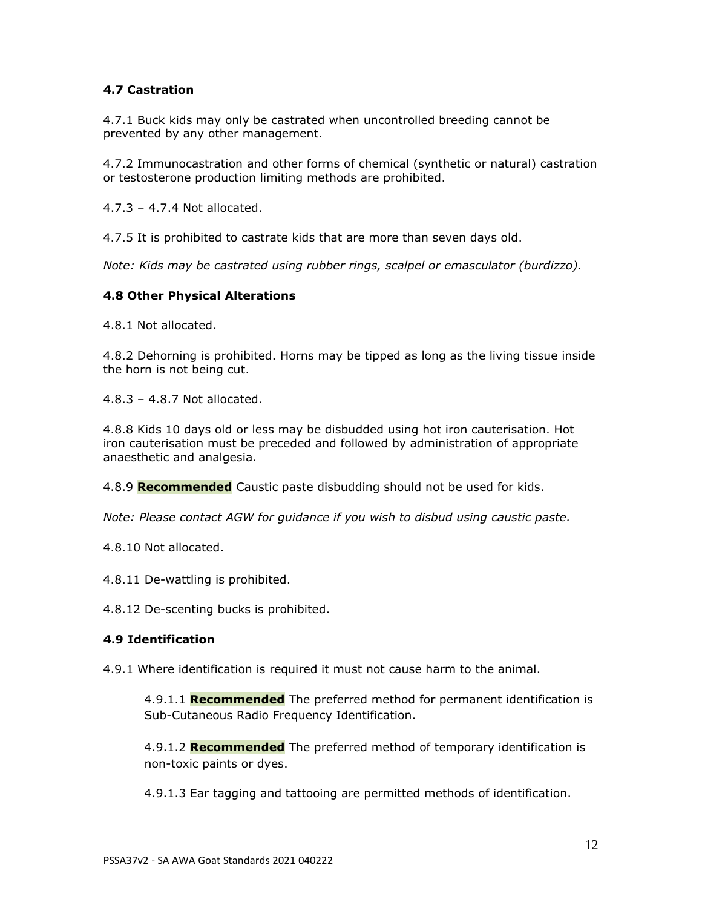### 4.7 Castration

4.7.1 Buck kids may only be castrated when uncontrolled breeding cannot be prevented by any other management.

4.7.2 Immunocastration and other forms of chemical (synthetic or natural) castration or testosterone production limiting methods are prohibited.

4.7.3 – 4.7.4 Not allocated.

4.7.5 It is prohibited to castrate kids that are more than seven days old.

*Note: Kids may be castrated using rubber rings, scalpel or emasculator (burdizzo).*

### 4.8 Other Physical Alterations

4.8.1 Not allocated.

4.8.2 Dehorning is prohibited. Horns may be tipped as long as the living tissue inside the horn is not being cut.

4.8.3 – 4.8.7 Not allocated.

4.8.8 Kids 10 days old or less may be disbudded using hot iron cauterisation. Hot iron cauterisation must be preceded and followed by administration of appropriate anaesthetic and analgesia.

4.8.9 **Recommended** Caustic paste disbudding should not be used for kids.

*Note: Please contact AGW for guidance if you wish to disbud using caustic paste.*

4.8.10 Not allocated.

4.8.11 De-wattling is prohibited.

4.8.12 De-scenting bucks is prohibited.

### 4.9 Identification

4.9.1 Where identification is required it must not cause harm to the animal.

> 4.9.1.1 **Recommended** The preferred method for permanent identification is Sub-Cutaneous Radio Frequency Identification.
>
> 4.9.1.2 **Recommended** The preferred method of temporary identification is non-toxic paints or dyes.
>
> 4.9.1.3 Ear tagging and tattooing are permitted methods of identification.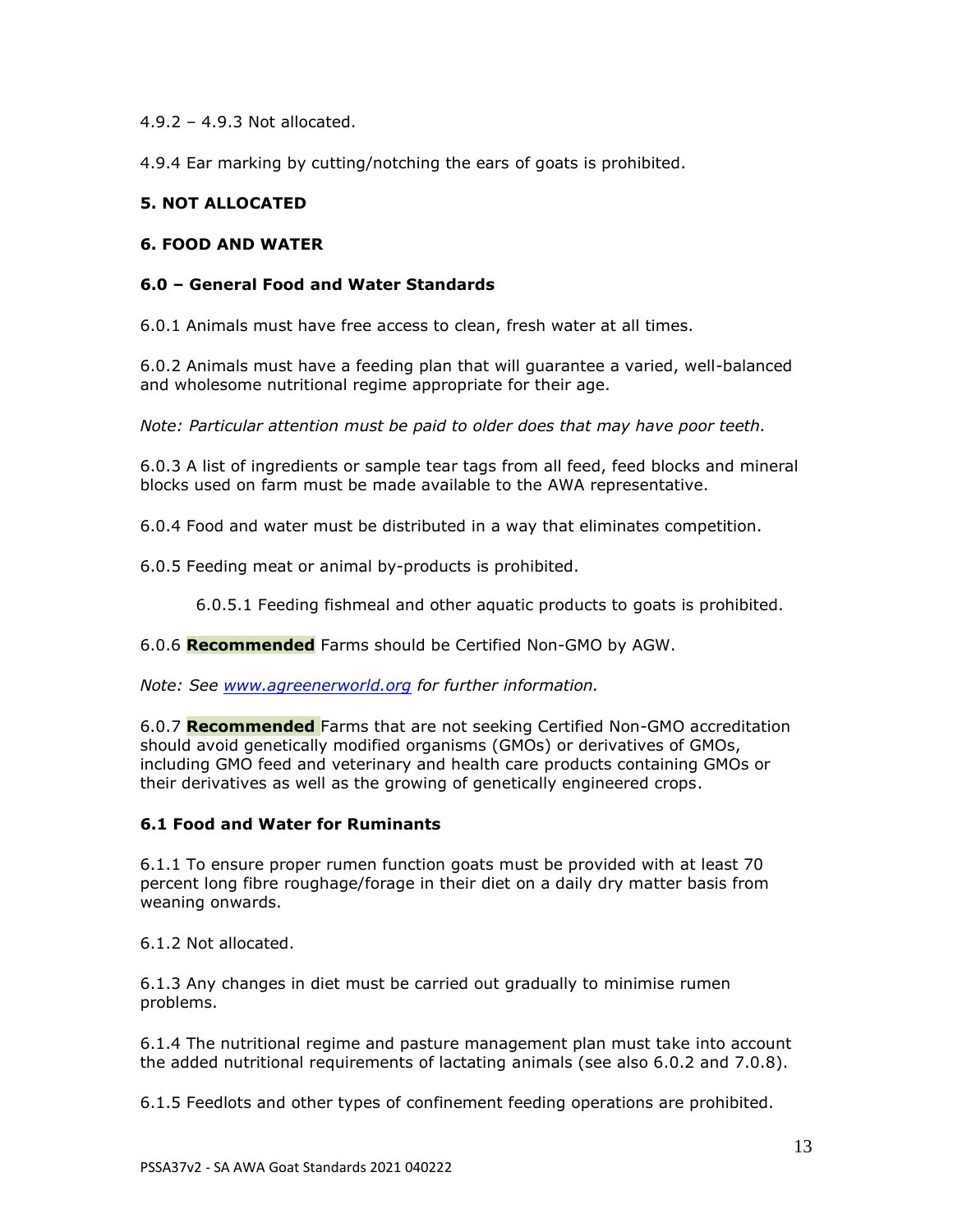4.9.2 – 4.9.3 Not allocated.

4.9.4 Ear marking by cutting/notching the ears of goats is prohibited.

## 5. NOT ALLOCATED

## 6. FOOD AND WATER

### 6.0 – General Food and Water Standards

6.0.1 Animals must have free access to clean, fresh water at all times.

6.0.2 Animals must have a feeding plan that will guarantee a varied, well-balanced and wholesome nutritional regime appropriate for their age.

*Note: Particular attention must be paid to older does that may have poor teeth.*

6.0.3 A list of ingredients or sample tear tags from all feed, feed blocks and mineral blocks used on farm must be made available to the AWA representative.

6.0.4 Food and water must be distributed in a way that eliminates competition.

6.0.5 Feeding meat or animal by-products is prohibited.

6.0.5.1 Feeding fishmeal and other aquatic products to goats is prohibited.

6.0.6 **Recommended** Farms should be Certified Non-GMO by AGW.

*Note: See www.agreenerworld.org for further information.*

6.0.7 **Recommended** Farms that are not seeking Certified Non-GMO accreditation should avoid genetically modified organisms (GMOs) or derivatives of GMOs, including GMO feed and veterinary and health care products containing GMOs or their derivatives as well as the growing of genetically engineered crops.

### 6.1 Food and Water for Ruminants

6.1.1 To ensure proper rumen function goats must be provided with at least 70 percent long fibre roughage/forage in their diet on a daily dry matter basis from weaning onwards.

6.1.2 Not allocated.

6.1.3 Any changes in diet must be carried out gradually to minimise rumen problems.

6.1.4 The nutritional regime and pasture management plan must take into account the added nutritional requirements of lactating animals (see also 6.0.2 and 7.0.8).

6.1.5 Feedlots and other types of confinement feeding operations are prohibited.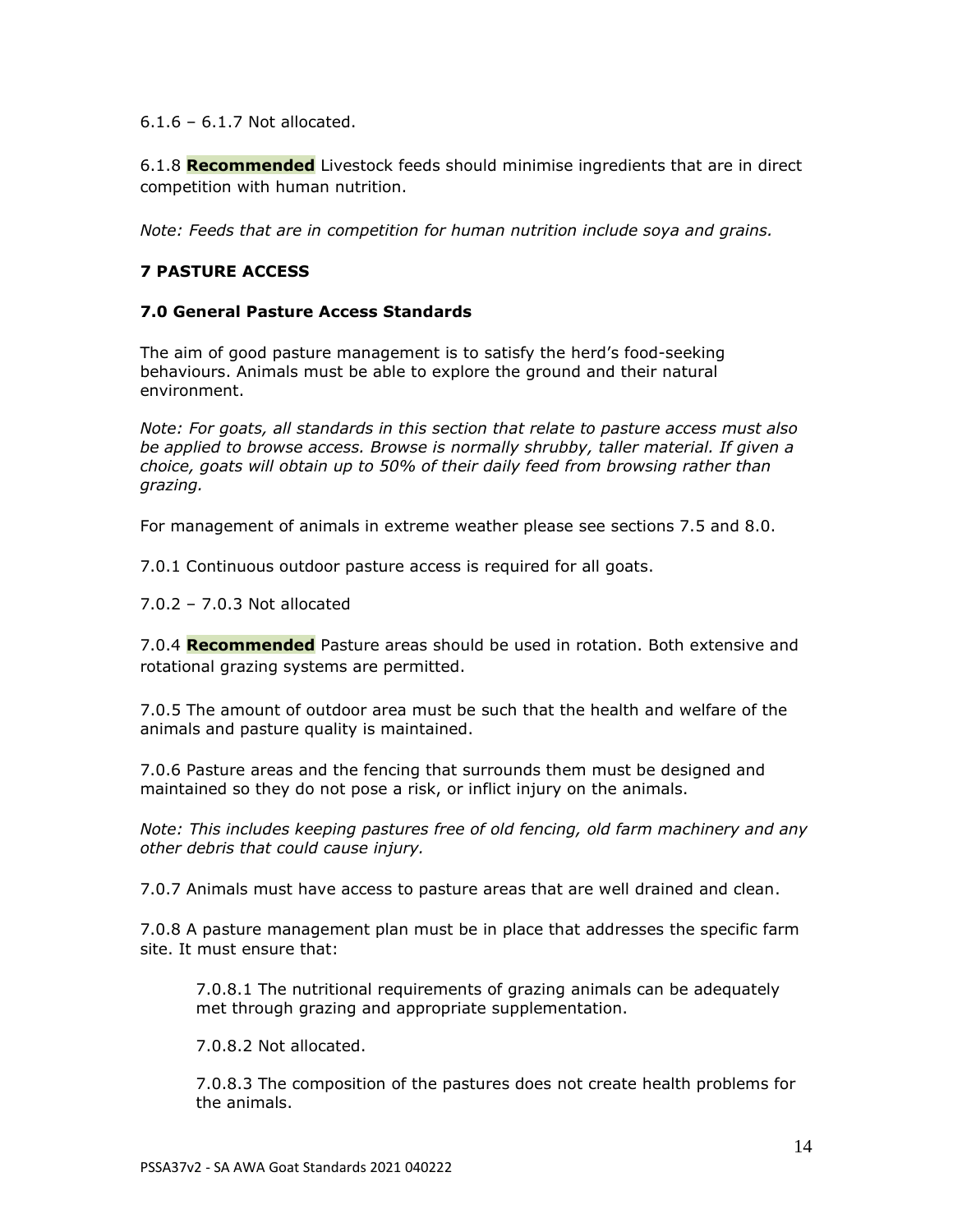6.1.6 – 6.1.7 Not allocated.

6.1.8 **Recommended** Livestock feeds should minimise ingredients that are in direct competition with human nutrition.

*Note: Feeds that are in competition for human nutrition include soya and grains.*

## 7 PASTURE ACCESS

### 7.0 General Pasture Access Standards

The aim of good pasture management is to satisfy the herd's food-seeking behaviours. Animals must be able to explore the ground and their natural environment.

*Note: For goats, all standards in this section that relate to pasture access must also be applied to browse access. Browse is normally shrubby, taller material. If given a choice, goats will obtain up to 50% of their daily feed from browsing rather than grazing.*

For management of animals in extreme weather please see sections 7.5 and 8.0.

7.0.1 Continuous outdoor pasture access is required for all goats.

7.0.2 – 7.0.3 Not allocated

7.0.4 **Recommended** Pasture areas should be used in rotation. Both extensive and rotational grazing systems are permitted.

7.0.5 The amount of outdoor area must be such that the health and welfare of the animals and pasture quality is maintained.

7.0.6 Pasture areas and the fencing that surrounds them must be designed and maintained so they do not pose a risk, or inflict injury on the animals.

*Note: This includes keeping pastures free of old fencing, old farm machinery and any other debris that could cause injury.*

7.0.7 Animals must have access to pasture areas that are well drained and clean.

7.0.8 A pasture management plan must be in place that addresses the specific farm site. It must ensure that:

> 7.0.8.1 The nutritional requirements of grazing animals can be adequately met through grazing and appropriate supplementation.
>
> 7.0.8.2 Not allocated.
>
> 7.0.8.3 The composition of the pastures does not create health problems for the animals.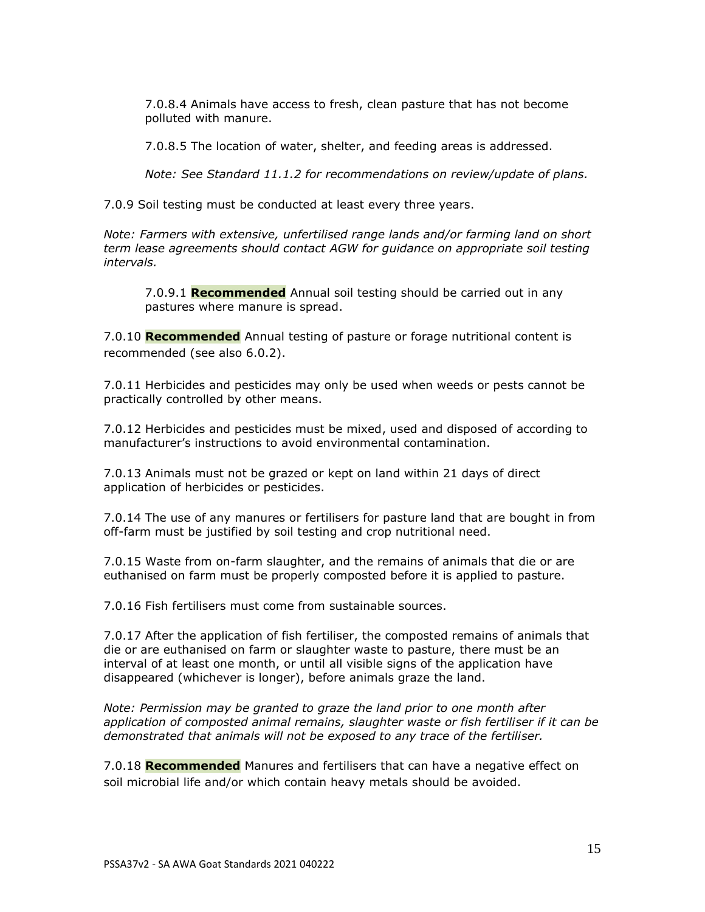7.0.8.4 Animals have access to fresh, clean pasture that has not become polluted with manure.

7.0.8.5 The location of water, shelter, and feeding areas is addressed.

*Note: See Standard 11.1.2 for recommendations on review/update of plans.*

7.0.9 Soil testing must be conducted at least every three years.

*Note: Farmers with extensive, unfertilised range lands and/or farming land on short term lease agreements should contact AGW for guidance on appropriate soil testing intervals.*

7.0.9.1 **Recommended** Annual soil testing should be carried out in any pastures where manure is spread.

7.0.10 **Recommended** Annual testing of pasture or forage nutritional content is recommended (see also 6.0.2).

7.0.11 Herbicides and pesticides may only be used when weeds or pests cannot be practically controlled by other means.

7.0.12 Herbicides and pesticides must be mixed, used and disposed of according to manufacturer's instructions to avoid environmental contamination.

7.0.13 Animals must not be grazed or kept on land within 21 days of direct application of herbicides or pesticides.

7.0.14 The use of any manures or fertilisers for pasture land that are bought in from off-farm must be justified by soil testing and crop nutritional need.

7.0.15 Waste from on-farm slaughter, and the remains of animals that die or are euthanised on farm must be properly composted before it is applied to pasture.

7.0.16 Fish fertilisers must come from sustainable sources.

7.0.17 After the application of fish fertiliser, the composted remains of animals that die or are euthanised on farm or slaughter waste to pasture, there must be an interval of at least one month, or until all visible signs of the application have disappeared (whichever is longer), before animals graze the land.

*Note: Permission may be granted to graze the land prior to one month after application of composted animal remains, slaughter waste or fish fertiliser if it can be demonstrated that animals will not be exposed to any trace of the fertiliser.*

7.0.18 **Recommended** Manures and fertilisers that can have a negative effect on soil microbial life and/or which contain heavy metals should be avoided.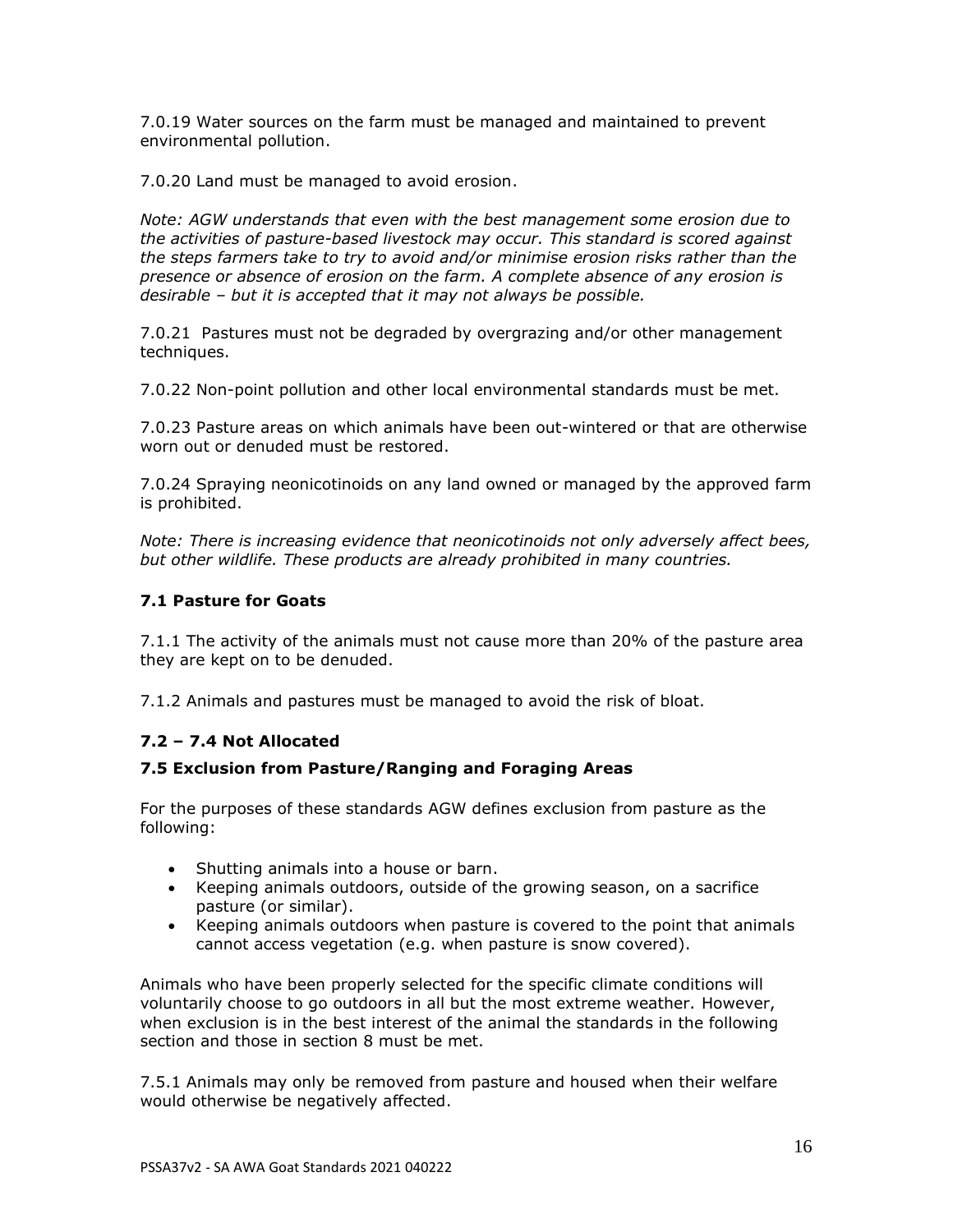7.0.19 Water sources on the farm must be managed and maintained to prevent environmental pollution.

7.0.20 Land must be managed to avoid erosion.

*Note: AGW understands that even with the best management some erosion due to the activities of pasture-based livestock may occur. This standard is scored against the steps farmers take to try to avoid and/or minimise erosion risks rather than the presence or absence of erosion on the farm. A complete absence of any erosion is desirable – but it is accepted that it may not always be possible.*

7.0.21 Pastures must not be degraded by overgrazing and/or other management techniques.

7.0.22 Non-point pollution and other local environmental standards must be met.

7.0.23 Pasture areas on which animals have been out-wintered or that are otherwise worn out or denuded must be restored.

7.0.24 Spraying neonicotinoids on any land owned or managed by the approved farm is prohibited.

*Note: There is increasing evidence that neonicotinoids not only adversely affect bees, but other wildlife. These products are already prohibited in many countries.*

### 7.1 Pasture for Goats

7.1.1 The activity of the animals must not cause more than 20% of the pasture area they are kept on to be denuded.

7.1.2 Animals and pastures must be managed to avoid the risk of bloat.

### 7.2 – 7.4 Not Allocated

### 7.5 Exclusion from Pasture/Ranging and Foraging Areas

For the purposes of these standards AGW defines exclusion from pasture as the following:

- Shutting animals into a house or barn.
- Keeping animals outdoors, outside of the growing season, on a sacrifice pasture (or similar).
- Keeping animals outdoors when pasture is covered to the point that animals cannot access vegetation (e.g. when pasture is snow covered).

Animals who have been properly selected for the specific climate conditions will voluntarily choose to go outdoors in all but the most extreme weather. However, when exclusion is in the best interest of the animal the standards in the following section and those in section 8 must be met.

7.5.1 Animals may only be removed from pasture and housed when their welfare would otherwise be negatively affected.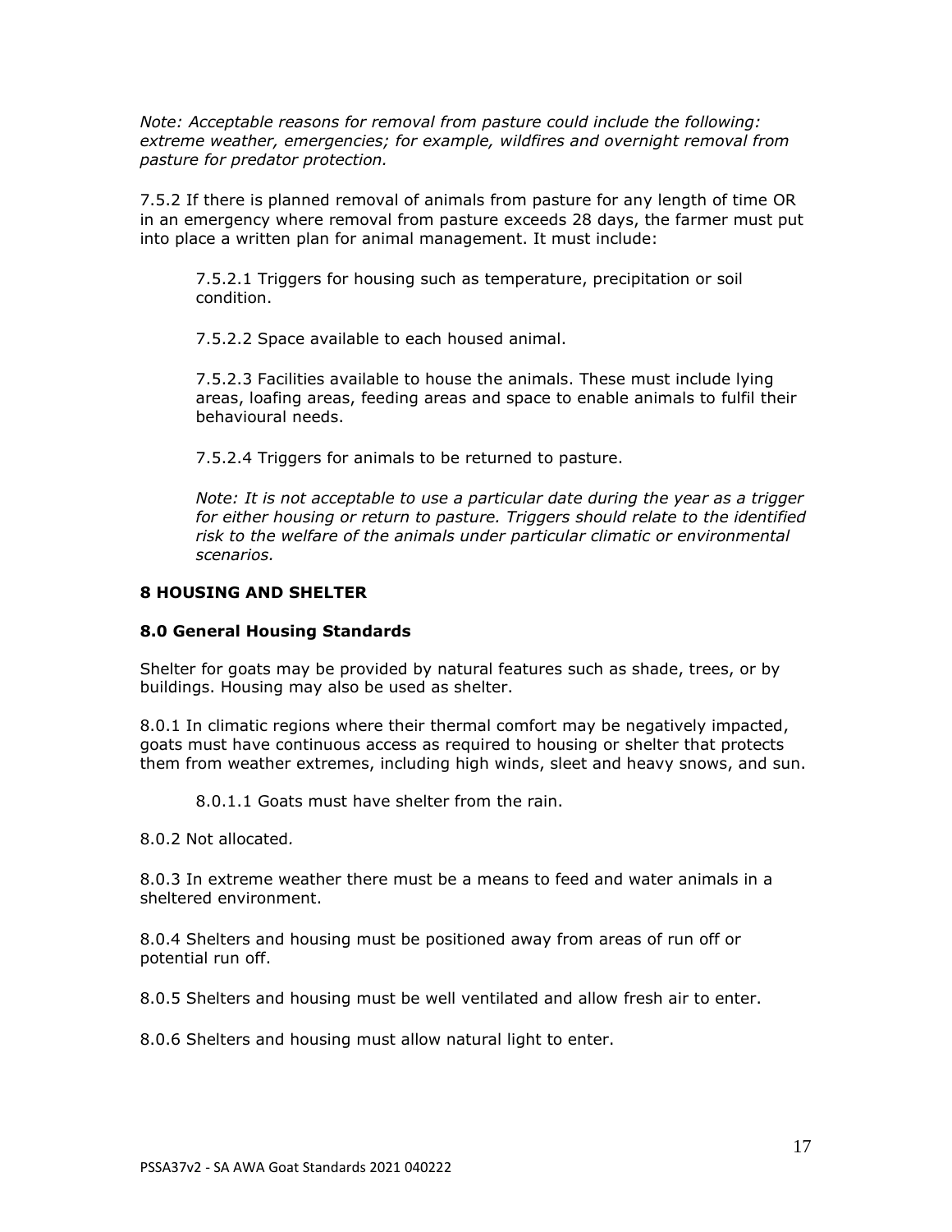*Note: Acceptable reasons for removal from pasture could include the following: extreme weather, emergencies; for example, wildfires and overnight removal from pasture for predator protection.*

7.5.2 If there is planned removal of animals from pasture for any length of time OR in an emergency where removal from pasture exceeds 28 days, the farmer must put into place a written plan for animal management. It must include:

> 7.5.2.1 Triggers for housing such as temperature, precipitation or soil condition.
>
> 7.5.2.2 Space available to each housed animal.
>
> 7.5.2.3 Facilities available to house the animals. These must include lying areas, loafing areas, feeding areas and space to enable animals to fulfil their behavioural needs.
>
> 7.5.2.4 Triggers for animals to be returned to pasture.
>
> *Note: It is not acceptable to use a particular date during the year as a trigger for either housing or return to pasture. Triggers should relate to the identified risk to the welfare of the animals under particular climatic or environmental scenarios.*

## 8 HOUSING AND SHELTER

### 8.0 General Housing Standards

Shelter for goats may be provided by natural features such as shade, trees, or by buildings. Housing may also be used as shelter.

8.0.1 In climatic regions where their thermal comfort may be negatively impacted, goats must have continuous access as required to housing or shelter that protects them from weather extremes, including high winds, sleet and heavy snows, and sun.

> 8.0.1.1 Goats must have shelter from the rain.

8.0.2 Not allocated*.*

8.0.3 In extreme weather there must be a means to feed and water animals in a sheltered environment.

8.0.4 Shelters and housing must be positioned away from areas of run off or potential run off.

8.0.5 Shelters and housing must be well ventilated and allow fresh air to enter.

8.0.6 Shelters and housing must allow natural light to enter.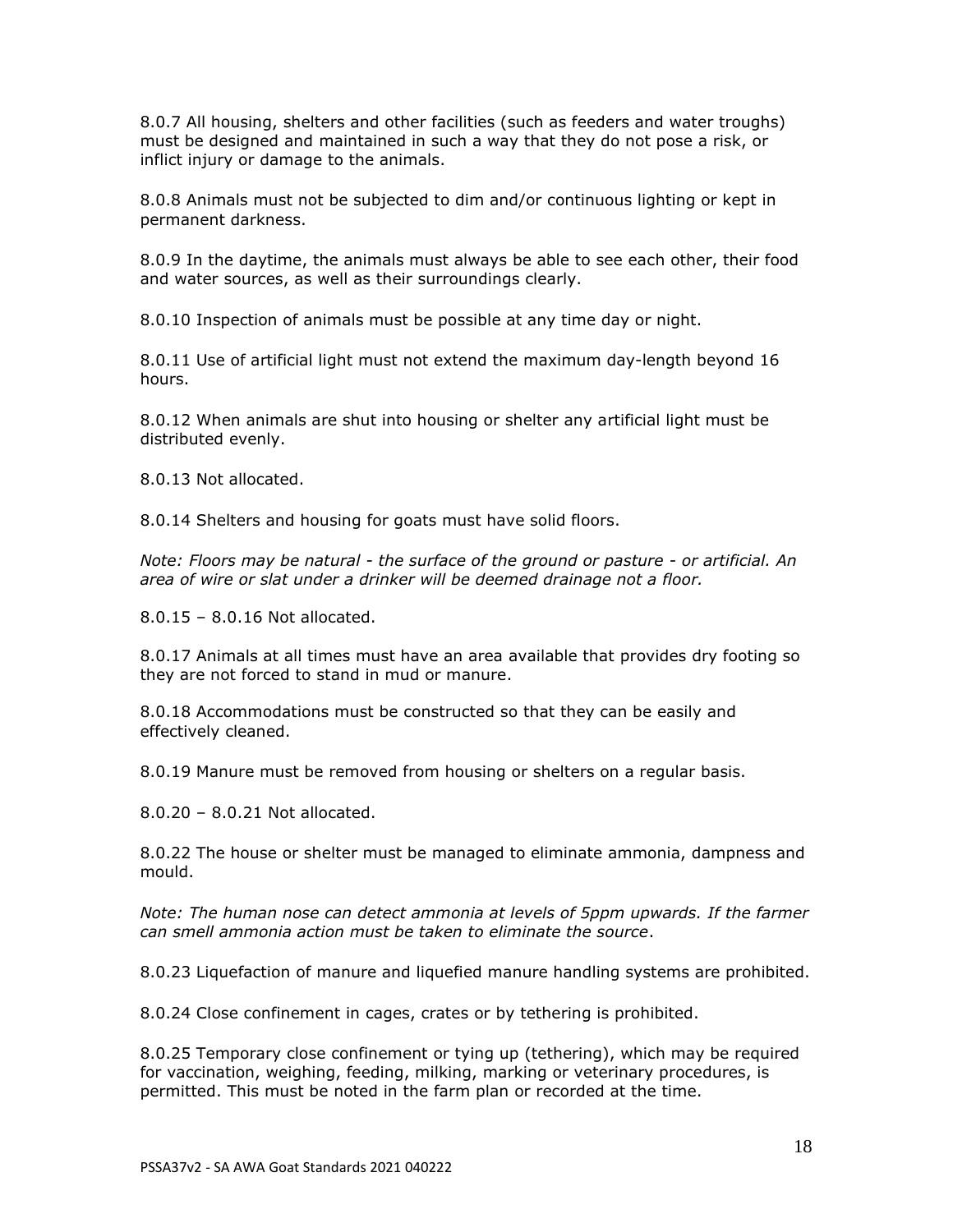8.0.7 All housing, shelters and other facilities (such as feeders and water troughs) must be designed and maintained in such a way that they do not pose a risk, or inflict injury or damage to the animals.

8.0.8 Animals must not be subjected to dim and/or continuous lighting or kept in permanent darkness.

8.0.9 In the daytime, the animals must always be able to see each other, their food and water sources, as well as their surroundings clearly.

8.0.10 Inspection of animals must be possible at any time day or night.

8.0.11 Use of artificial light must not extend the maximum day-length beyond 16 hours.

8.0.12 When animals are shut into housing or shelter any artificial light must be distributed evenly.

8.0.13 Not allocated.

8.0.14 Shelters and housing for goats must have solid floors.

*Note: Floors may be natural - the surface of the ground or pasture - or artificial. An area of wire or slat under a drinker will be deemed drainage not a floor.*

8.0.15 – 8.0.16 Not allocated.

8.0.17 Animals at all times must have an area available that provides dry footing so they are not forced to stand in mud or manure.

8.0.18 Accommodations must be constructed so that they can be easily and effectively cleaned.

8.0.19 Manure must be removed from housing or shelters on a regular basis.

8.0.20 – 8.0.21 Not allocated.

8.0.22 The house or shelter must be managed to eliminate ammonia, dampness and mould.

*Note: The human nose can detect ammonia at levels of 5ppm upwards. If the farmer can smell ammonia action must be taken to eliminate the source*.

8.0.23 Liquefaction of manure and liquefied manure handling systems are prohibited.

8.0.24 Close confinement in cages, crates or by tethering is prohibited.

8.0.25 Temporary close confinement or tying up (tethering), which may be required for vaccination, weighing, feeding, milking, marking or veterinary procedures, is permitted. This must be noted in the farm plan or recorded at the time.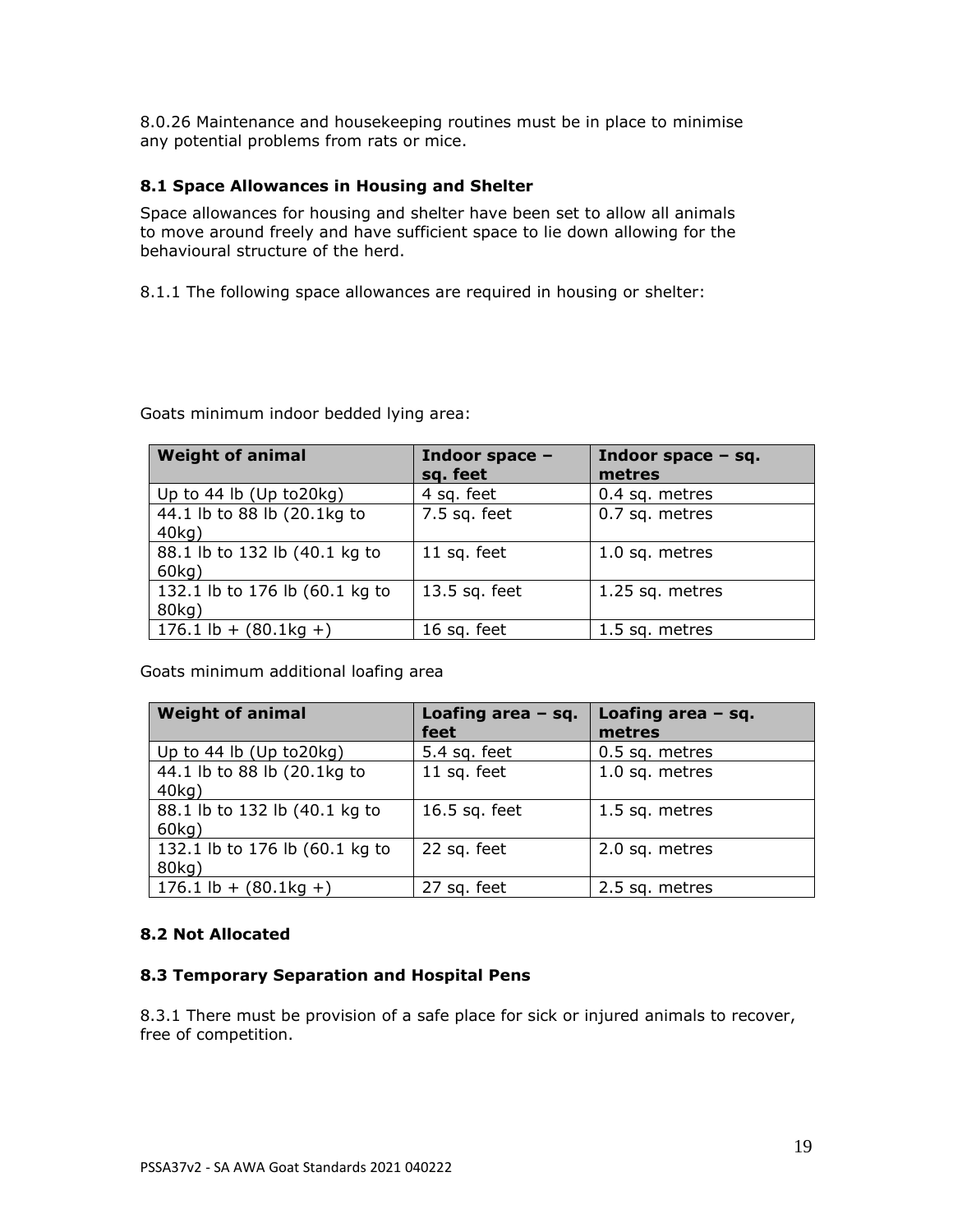8.0.26 Maintenance and housekeeping routines must be in place to minimise any potential problems from rats or mice.

### 8.1 Space Allowances in Housing and Shelter

Space allowances for housing and shelter have been set to allow all animals to move around freely and have sufficient space to lie down allowing for the behavioural structure of the herd.

8.1.1 The following space allowances are required in housing or shelter:

Goats minimum indoor bedded lying area:

| Weight of animal | Indoor space – sq. feet | Indoor space – sq. metres |
|---|---|---|
| Up to 44 lb (Up to20kg) | 4 sq. feet | 0.4 sq. metres |
| 44.1 lb to 88 lb (20.1kg to 40kg) | 7.5 sq. feet | 0.7 sq. metres |
| 88.1 lb to 132 lb (40.1 kg to 60kg) | 11 sq. feet | 1.0 sq. metres |
| 132.1 lb to 176 lb (60.1 kg to 80kg) | 13.5 sq. feet | 1.25 sq. metres |
| 176.1 lb + (80.1kg +) | 16 sq. feet | 1.5 sq. metres |

Goats minimum additional loafing area

| Weight of animal | Loafing area – sq. feet | Loafing area – sq. metres |
|---|---|---|
| Up to 44 lb (Up to20kg) | 5.4 sq. feet | 0.5 sq. metres |
| 44.1 lb to 88 lb (20.1kg to 40kg) | 11 sq. feet | 1.0 sq. metres |
| 88.1 lb to 132 lb (40.1 kg to 60kg) | 16.5 sq. feet | 1.5 sq. metres |
| 132.1 lb to 176 lb (60.1 kg to 80kg) | 22 sq. feet | 2.0 sq. metres |
| 176.1 lb + (80.1kg +) | 27 sq. feet | 2.5 sq. metres |

### 8.2 Not Allocated

### 8.3 Temporary Separation and Hospital Pens

8.3.1 There must be provision of a safe place for sick or injured animals to recover, free of competition.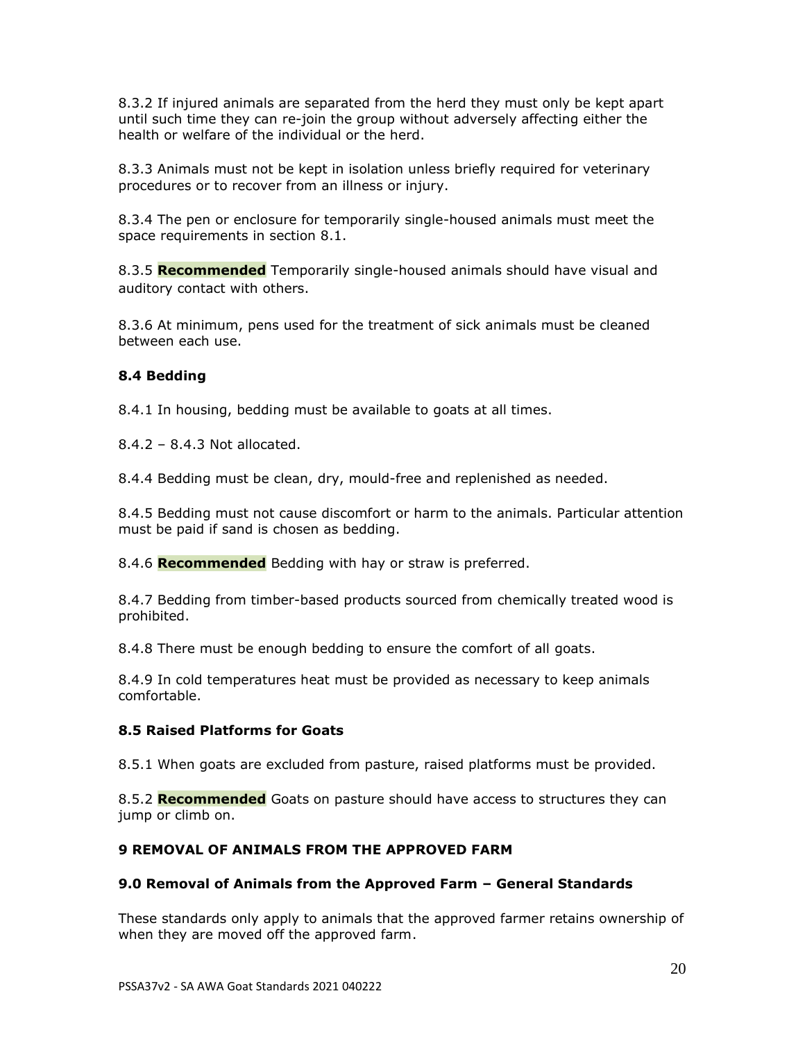8.3.2 If injured animals are separated from the herd they must only be kept apart until such time they can re-join the group without adversely affecting either the health or welfare of the individual or the herd.

8.3.3 Animals must not be kept in isolation unless briefly required for veterinary procedures or to recover from an illness or injury.

8.3.4 The pen or enclosure for temporarily single-housed animals must meet the space requirements in section 8.1.

8.3.5 **Recommended** Temporarily single-housed animals should have visual and auditory contact with others.

8.3.6 At minimum, pens used for the treatment of sick animals must be cleaned between each use.

### 8.4 Bedding

8.4.1 In housing, bedding must be available to goats at all times.

8.4.2 – 8.4.3 Not allocated.

8.4.4 Bedding must be clean, dry, mould-free and replenished as needed.

8.4.5 Bedding must not cause discomfort or harm to the animals. Particular attention must be paid if sand is chosen as bedding.

8.4.6 **Recommended** Bedding with hay or straw is preferred.

8.4.7 Bedding from timber-based products sourced from chemically treated wood is prohibited.

8.4.8 There must be enough bedding to ensure the comfort of all goats.

8.4.9 In cold temperatures heat must be provided as necessary to keep animals comfortable.

### 8.5 Raised Platforms for Goats

8.5.1 When goats are excluded from pasture, raised platforms must be provided.

8.5.2 **Recommended** Goats on pasture should have access to structures they can jump or climb on.

## 9 REMOVAL OF ANIMALS FROM THE APPROVED FARM

### 9.0 Removal of Animals from the Approved Farm – General Standards

These standards only apply to animals that the approved farmer retains ownership of when they are moved off the approved farm.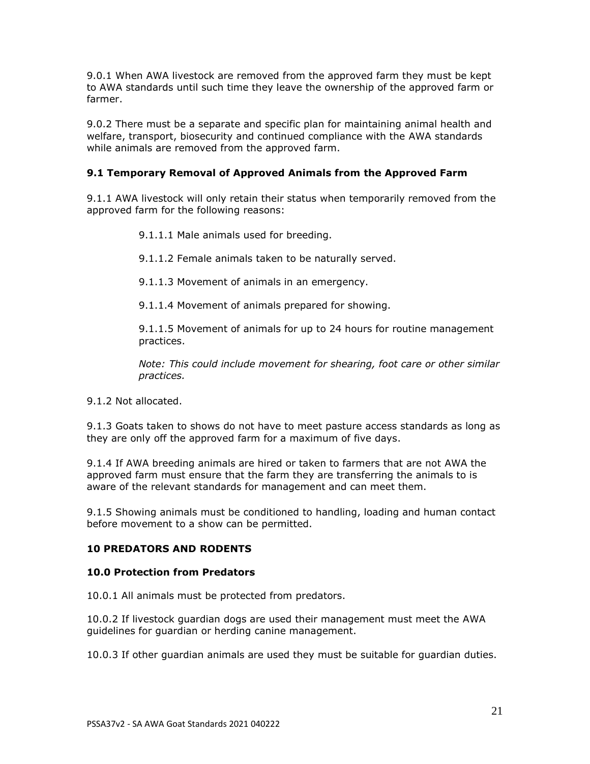9.0.1 When AWA livestock are removed from the approved farm they must be kept to AWA standards until such time they leave the ownership of the approved farm or farmer.

9.0.2 There must be a separate and specific plan for maintaining animal health and welfare, transport, biosecurity and continued compliance with the AWA standards while animals are removed from the approved farm.

### 9.1 Temporary Removal of Approved Animals from the Approved Farm

9.1.1 AWA livestock will only retain their status when temporarily removed from the approved farm for the following reasons:

> 9.1.1.1 Male animals used for breeding.
>
> 9.1.1.2 Female animals taken to be naturally served.
>
> 9.1.1.3 Movement of animals in an emergency.
>
> 9.1.1.4 Movement of animals prepared for showing.
>
> 9.1.1.5 Movement of animals for up to 24 hours for routine management practices.
>
> *Note: This could include movement for shearing, foot care or other similar practices.*

9.1.2 Not allocated.

9.1.3 Goats taken to shows do not have to meet pasture access standards as long as they are only off the approved farm for a maximum of five days.

9.1.4 If AWA breeding animals are hired or taken to farmers that are not AWA the approved farm must ensure that the farm they are transferring the animals to is aware of the relevant standards for management and can meet them.

9.1.5 Showing animals must be conditioned to handling, loading and human contact before movement to a show can be permitted.

## 10 PREDATORS AND RODENTS

### 10.0 Protection from Predators

10.0.1 All animals must be protected from predators.

10.0.2 If livestock guardian dogs are used their management must meet the AWA guidelines for guardian or herding canine management.

10.0.3 If other guardian animals are used they must be suitable for guardian duties.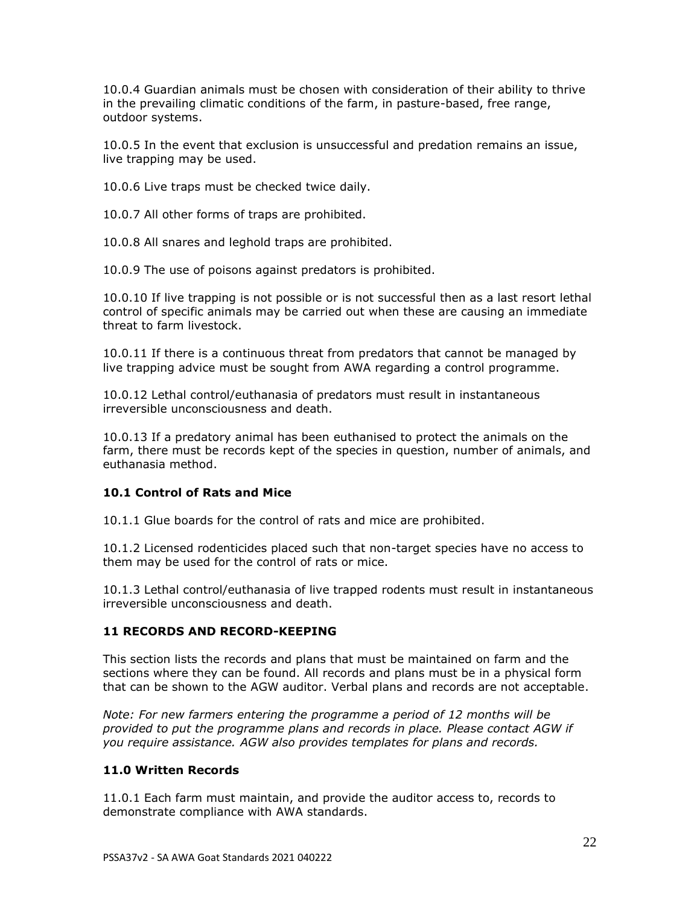10.0.4 Guardian animals must be chosen with consideration of their ability to thrive in the prevailing climatic conditions of the farm, in pasture-based, free range, outdoor systems.

10.0.5 In the event that exclusion is unsuccessful and predation remains an issue, live trapping may be used.

10.0.6 Live traps must be checked twice daily.

10.0.7 All other forms of traps are prohibited.

10.0.8 All snares and leghold traps are prohibited.

10.0.9 The use of poisons against predators is prohibited.

10.0.10 If live trapping is not possible or is not successful then as a last resort lethal control of specific animals may be carried out when these are causing an immediate threat to farm livestock.

10.0.11 If there is a continuous threat from predators that cannot be managed by live trapping advice must be sought from AWA regarding a control programme.

10.0.12 Lethal control/euthanasia of predators must result in instantaneous irreversible unconsciousness and death.

10.0.13 If a predatory animal has been euthanised to protect the animals on the farm, there must be records kept of the species in question, number of animals, and euthanasia method.

### 10.1 Control of Rats and Mice

10.1.1 Glue boards for the control of rats and mice are prohibited.

10.1.2 Licensed rodenticides placed such that non-target species have no access to them may be used for the control of rats or mice.

10.1.3 Lethal control/euthanasia of live trapped rodents must result in instantaneous irreversible unconsciousness and death.

## 11 RECORDS AND RECORD-KEEPING

This section lists the records and plans that must be maintained on farm and the sections where they can be found. All records and plans must be in a physical form that can be shown to the AGW auditor. Verbal plans and records are not acceptable.

*Note: For new farmers entering the programme a period of 12 months will be provided to put the programme plans and records in place. Please contact AGW if you require assistance. AGW also provides templates for plans and records.*

### 11.0 Written Records

11.0.1 Each farm must maintain, and provide the auditor access to, records to demonstrate compliance with AWA standards.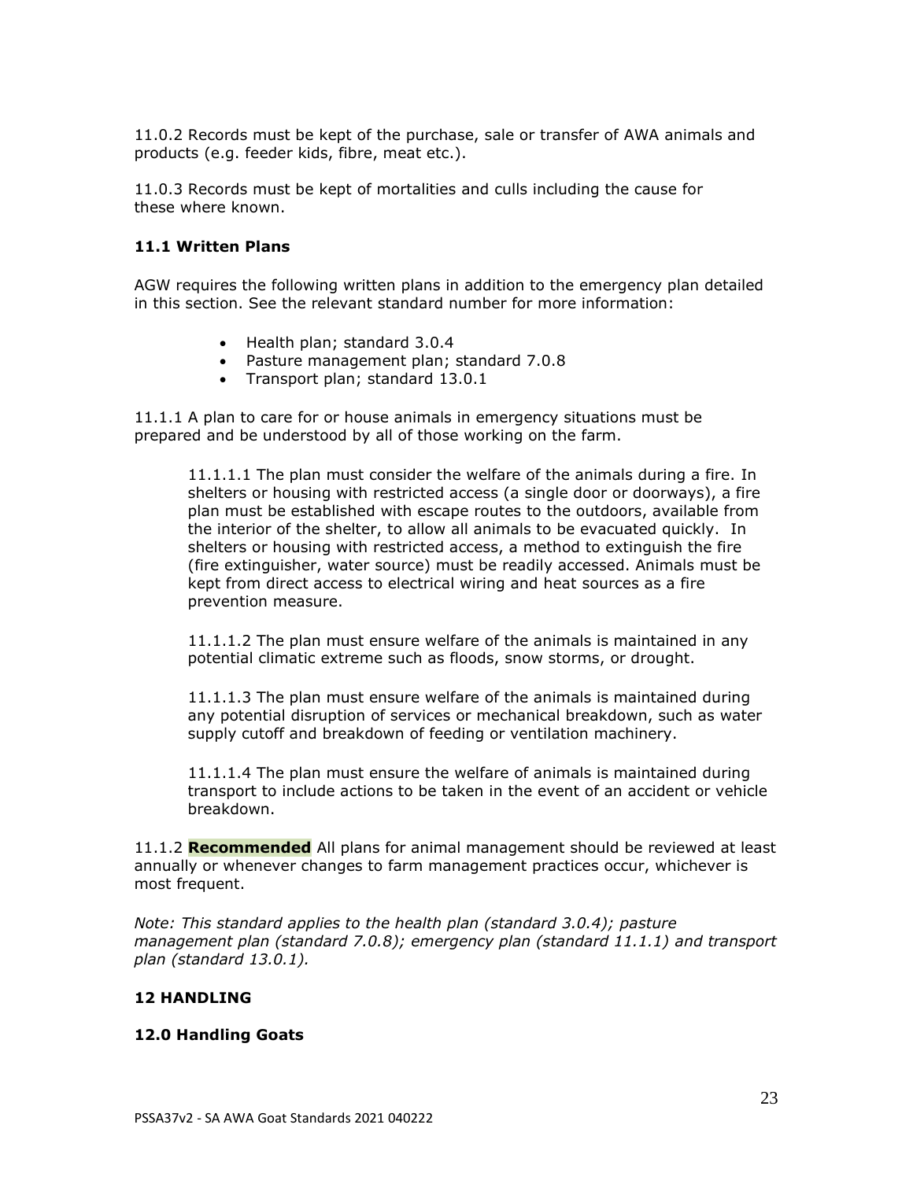11.0.2 Records must be kept of the purchase, sale or transfer of AWA animals and products (e.g. feeder kids, fibre, meat etc.).

11.0.3 Records must be kept of mortalities and culls including the cause for these where known.

### 11.1 Written Plans

AGW requires the following written plans in addition to the emergency plan detailed in this section. See the relevant standard number for more information:

- Health plan; standard 3.0.4
- Pasture management plan; standard 7.0.8
- Transport plan; standard 13.0.1

11.1.1 A plan to care for or house animals in emergency situations must be prepared and be understood by all of those working on the farm.

> 11.1.1.1 The plan must consider the welfare of the animals during a fire. In shelters or housing with restricted access (a single door or doorways), a fire plan must be established with escape routes to the outdoors, available from the interior of the shelter, to allow all animals to be evacuated quickly. In shelters or housing with restricted access, a method to extinguish the fire (fire extinguisher, water source) must be readily accessed. Animals must be kept from direct access to electrical wiring and heat sources as a fire prevention measure.
>
> 11.1.1.2 The plan must ensure welfare of the animals is maintained in any potential climatic extreme such as floods, snow storms, or drought.
>
> 11.1.1.3 The plan must ensure welfare of the animals is maintained during any potential disruption of services or mechanical breakdown, such as water supply cutoff and breakdown of feeding or ventilation machinery.
>
> 11.1.1.4 The plan must ensure the welfare of animals is maintained during transport to include actions to be taken in the event of an accident or vehicle breakdown.

11.1.2 **Recommended** All plans for animal management should be reviewed at least annually or whenever changes to farm management practices occur, whichever is most frequent.

*Note: This standard applies to the health plan (standard 3.0.4); pasture management plan (standard 7.0.8); emergency plan (standard 11.1.1) and transport plan (standard 13.0.1).*

## 12 HANDLING

### 12.0 Handling Goats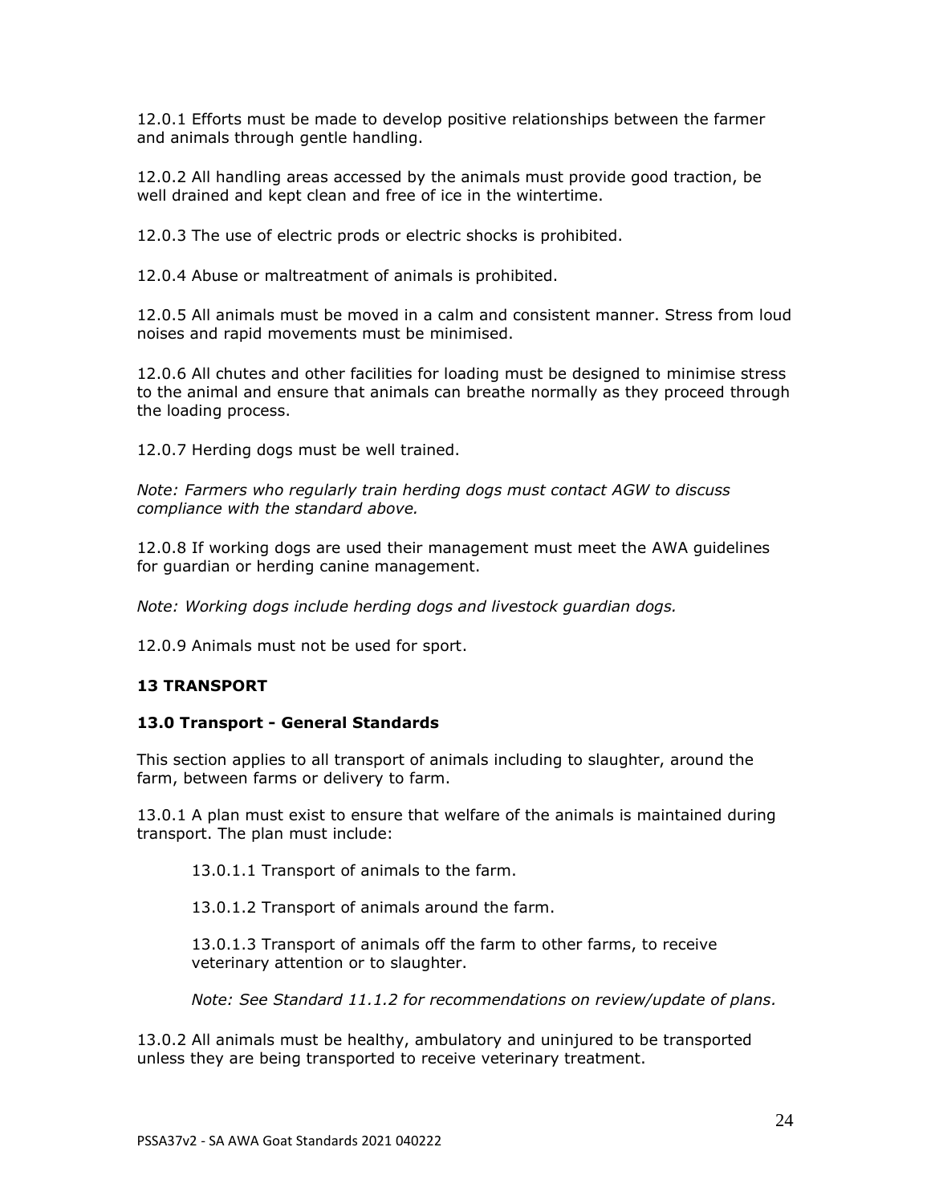12.0.1 Efforts must be made to develop positive relationships between the farmer and animals through gentle handling.

12.0.2 All handling areas accessed by the animals must provide good traction, be well drained and kept clean and free of ice in the wintertime.

12.0.3 The use of electric prods or electric shocks is prohibited.

12.0.4 Abuse or maltreatment of animals is prohibited.

12.0.5 All animals must be moved in a calm and consistent manner. Stress from loud noises and rapid movements must be minimised.

12.0.6 All chutes and other facilities for loading must be designed to minimise stress to the animal and ensure that animals can breathe normally as they proceed through the loading process.

12.0.7 Herding dogs must be well trained.

*Note: Farmers who regularly train herding dogs must contact AGW to discuss compliance with the standard above.*

12.0.8 If working dogs are used their management must meet the AWA guidelines for guardian or herding canine management.

*Note: Working dogs include herding dogs and livestock guardian dogs.*

12.0.9 Animals must not be used for sport.

## 13 TRANSPORT

### 13.0 Transport - General Standards

This section applies to all transport of animals including to slaughter, around the farm, between farms or delivery to farm.

13.0.1 A plan must exist to ensure that welfare of the animals is maintained during transport. The plan must include:

> 13.0.1.1 Transport of animals to the farm.
>
> 13.0.1.2 Transport of animals around the farm.
>
> 13.0.1.3 Transport of animals off the farm to other farms, to receive veterinary attention or to slaughter.
>
> *Note: See Standard 11.1.2 for recommendations on review/update of plans.*

13.0.2 All animals must be healthy, ambulatory and uninjured to be transported unless they are being transported to receive veterinary treatment.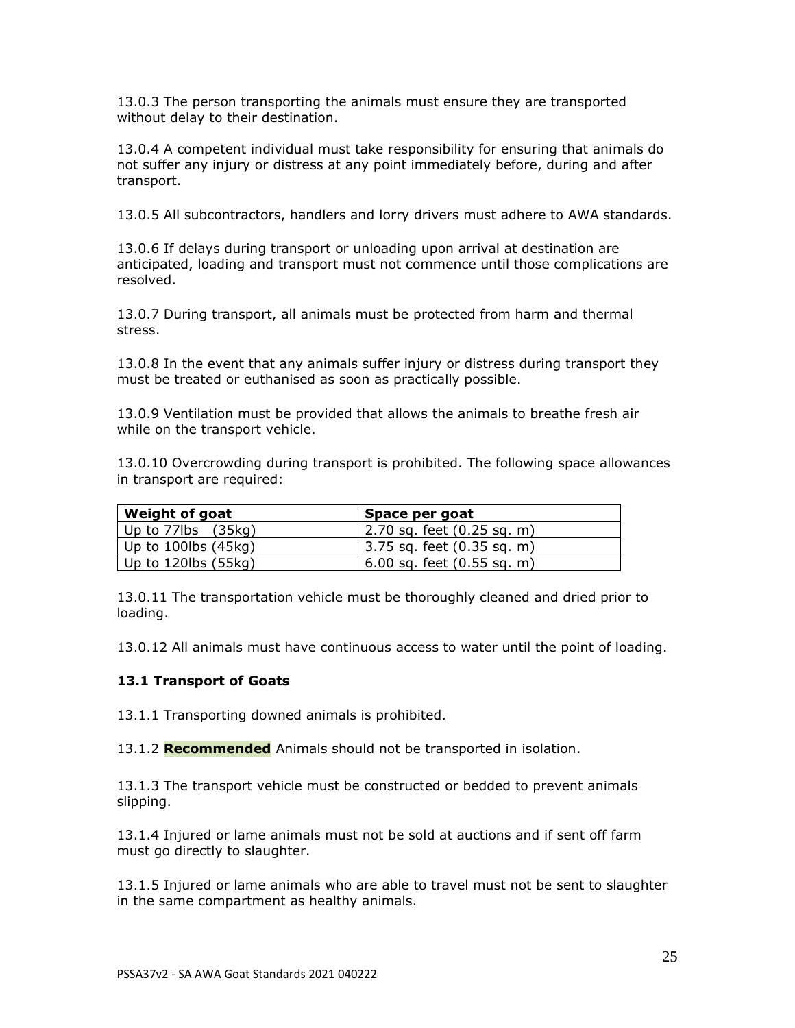13.0.3 The person transporting the animals must ensure they are transported without delay to their destination.

13.0.4 A competent individual must take responsibility for ensuring that animals do not suffer any injury or distress at any point immediately before, during and after transport.

13.0.5 All subcontractors, handlers and lorry drivers must adhere to AWA standards.

13.0.6 If delays during transport or unloading upon arrival at destination are anticipated, loading and transport must not commence until those complications are resolved.

13.0.7 During transport, all animals must be protected from harm and thermal stress.

13.0.8 In the event that any animals suffer injury or distress during transport they must be treated or euthanised as soon as practically possible.

13.0.9 Ventilation must be provided that allows the animals to breathe fresh air while on the transport vehicle.

13.0.10 Overcrowding during transport is prohibited. The following space allowances in transport are required:

| Weight of goat | Space per goat |
|---|---|
| Up to 77lbs (35kg) | 2.70 sq. feet (0.25 sq. m) |
| Up to 100lbs (45kg) | 3.75 sq. feet (0.35 sq. m) |
| Up to 120lbs (55kg) | 6.00 sq. feet (0.55 sq. m) |

13.0.11 The transportation vehicle must be thoroughly cleaned and dried prior to loading.

13.0.12 All animals must have continuous access to water until the point of loading.

### 13.1 Transport of Goats

13.1.1 Transporting downed animals is prohibited.

13.1.2 **Recommended** Animals should not be transported in isolation.

13.1.3 The transport vehicle must be constructed or bedded to prevent animals slipping.

13.1.4 Injured or lame animals must not be sold at auctions and if sent off farm must go directly to slaughter.

13.1.5 Injured or lame animals who are able to travel must not be sent to slaughter in the same compartment as healthy animals.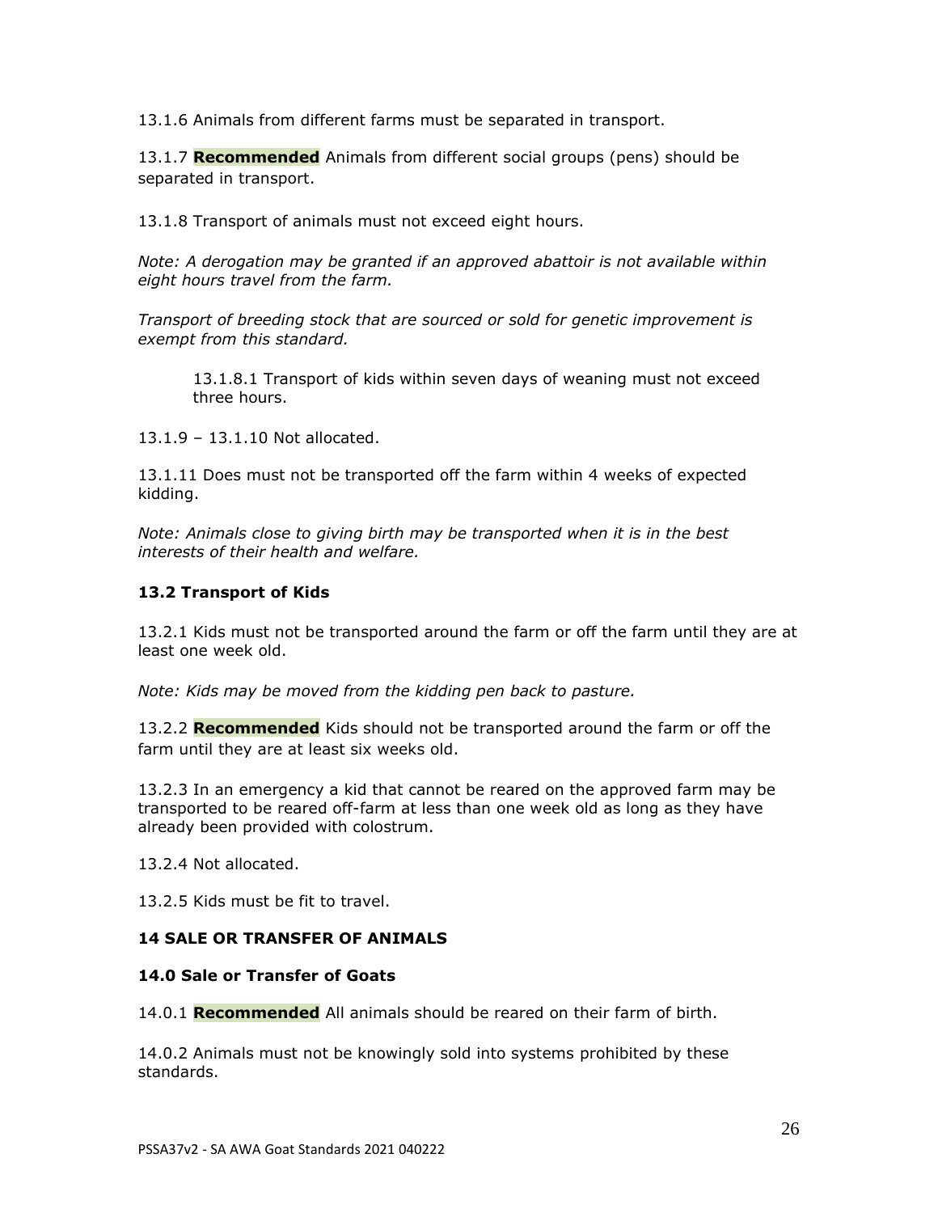13.1.6 Animals from different farms must be separated in transport.

13.1.7 **Recommended** Animals from different social groups (pens) should be separated in transport.

13.1.8 Transport of animals must not exceed eight hours.

*Note: A derogation may be granted if an approved abattoir is not available within eight hours travel from the farm.*

*Transport of breeding stock that are sourced or sold for genetic improvement is exempt from this standard.*

> 13.1.8.1 Transport of kids within seven days of weaning must not exceed three hours.

13.1.9 – 13.1.10 Not allocated.

13.1.11 Does must not be transported off the farm within 4 weeks of expected kidding.

*Note: Animals close to giving birth may be transported when it is in the best interests of their health and welfare.*

### 13.2 Transport of Kids

13.2.1 Kids must not be transported around the farm or off the farm until they are at least one week old.

*Note: Kids may be moved from the kidding pen back to pasture.*

13.2.2 **Recommended** Kids should not be transported around the farm or off the farm until they are at least six weeks old.

13.2.3 In an emergency a kid that cannot be reared on the approved farm may be transported to be reared off-farm at less than one week old as long as they have already been provided with colostrum.

13.2.4 Not allocated.

13.2.5 Kids must be fit to travel.

## 14 SALE OR TRANSFER OF ANIMALS

### 14.0 Sale or Transfer of Goats

14.0.1 **Recommended** All animals should be reared on their farm of birth.

14.0.2 Animals must not be knowingly sold into systems prohibited by these standards.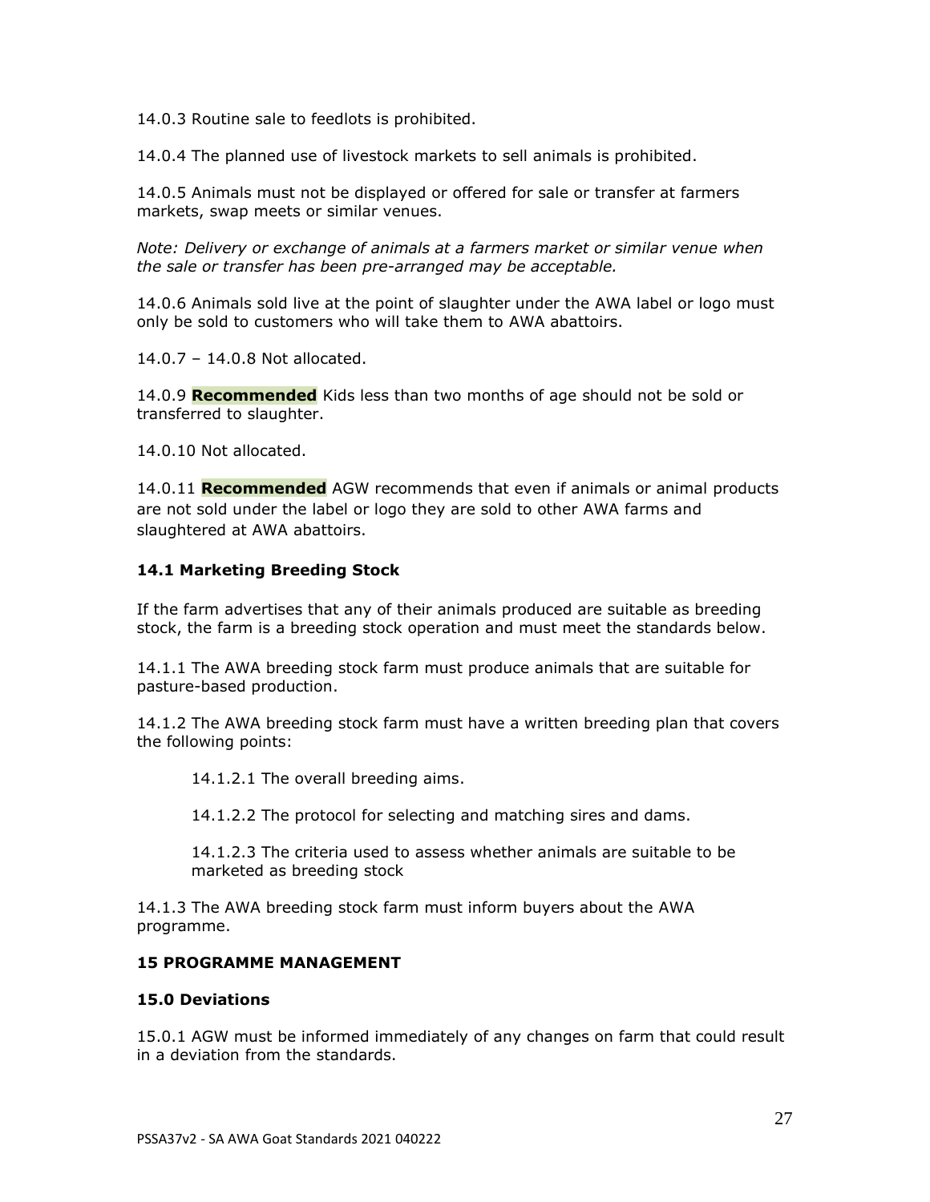14.0.3 Routine sale to feedlots is prohibited.

14.0.4 The planned use of livestock markets to sell animals is prohibited.

14.0.5 Animals must not be displayed or offered for sale or transfer at farmers markets, swap meets or similar venues.

*Note: Delivery or exchange of animals at a farmers market or similar venue when the sale or transfer has been pre-arranged may be acceptable.*

14.0.6 Animals sold live at the point of slaughter under the AWA label or logo must only be sold to customers who will take them to AWA abattoirs.

14.0.7 – 14.0.8 Not allocated.

14.0.9 **Recommended** Kids less than two months of age should not be sold or transferred to slaughter.

14.0.10 Not allocated.

14.0.11 **Recommended** AGW recommends that even if animals or animal products are not sold under the label or logo they are sold to other AWA farms and slaughtered at AWA abattoirs.

### 14.1 Marketing Breeding Stock

If the farm advertises that any of their animals produced are suitable as breeding stock, the farm is a breeding stock operation and must meet the standards below.

14.1.1 The AWA breeding stock farm must produce animals that are suitable for pasture-based production.

14.1.2 The AWA breeding stock farm must have a written breeding plan that covers the following points:

> 14.1.2.1 The overall breeding aims.
>
> 14.1.2.2 The protocol for selecting and matching sires and dams.
>
> 14.1.2.3 The criteria used to assess whether animals are suitable to be marketed as breeding stock

14.1.3 The AWA breeding stock farm must inform buyers about the AWA programme.

## 15 PROGRAMME MANAGEMENT

### 15.0 Deviations

15.0.1 AGW must be informed immediately of any changes on farm that could result in a deviation from the standards.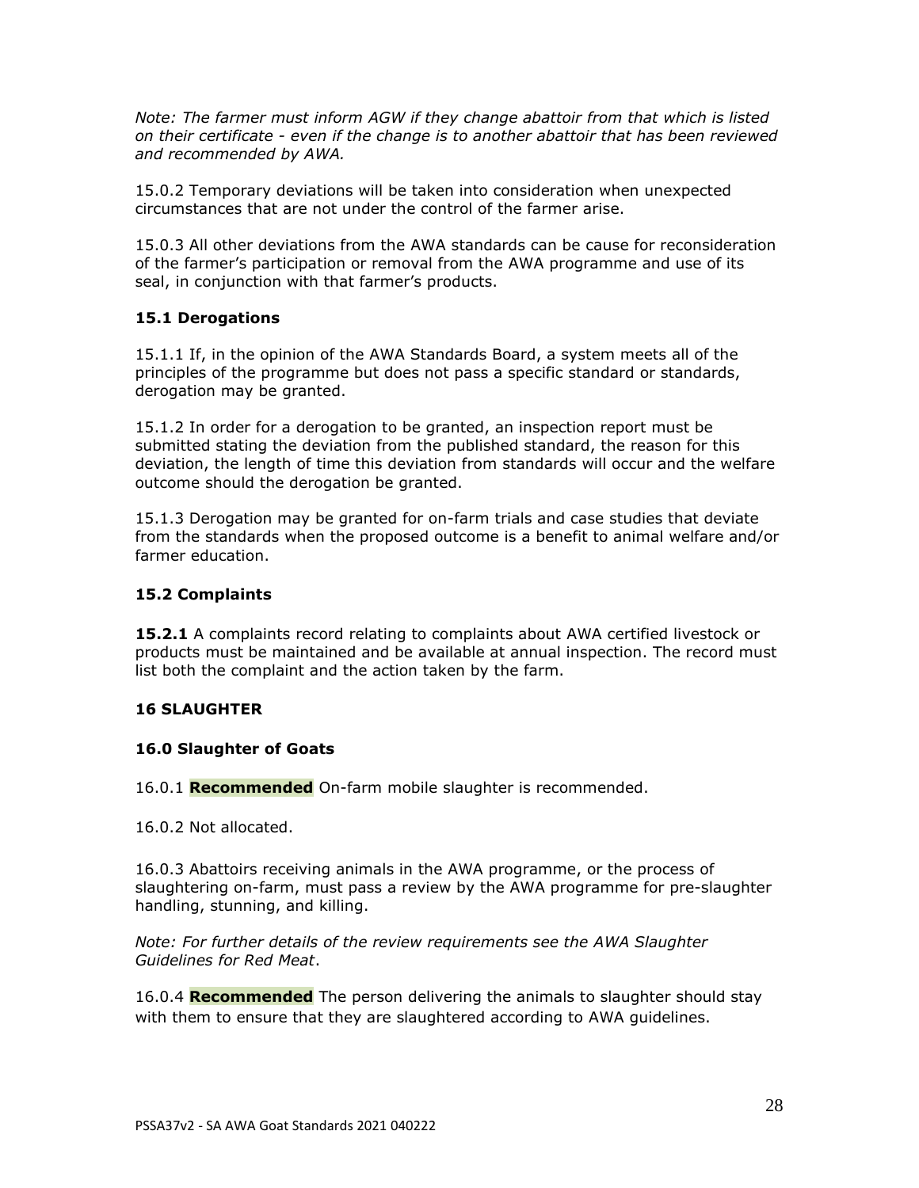*Note: The farmer must inform AGW if they change abattoir from that which is listed on their certificate - even if the change is to another abattoir that has been reviewed and recommended by AWA.*

15.0.2 Temporary deviations will be taken into consideration when unexpected circumstances that are not under the control of the farmer arise.

15.0.3 All other deviations from the AWA standards can be cause for reconsideration of the farmer's participation or removal from the AWA programme and use of its seal, in conjunction with that farmer's products.

### 15.1 Derogations

15.1.1 If, in the opinion of the AWA Standards Board, a system meets all of the principles of the programme but does not pass a specific standard or standards, derogation may be granted.

15.1.2 In order for a derogation to be granted, an inspection report must be submitted stating the deviation from the published standard, the reason for this deviation, the length of time this deviation from standards will occur and the welfare outcome should the derogation be granted.

15.1.3 Derogation may be granted for on-farm trials and case studies that deviate from the standards when the proposed outcome is a benefit to animal welfare and/or farmer education.

### 15.2 Complaints

**15.2.1** A complaints record relating to complaints about AWA certified livestock or products must be maintained and be available at annual inspection. The record must list both the complaint and the action taken by the farm.

## 16 SLAUGHTER

### 16.0 Slaughter of Goats

16.0.1 **Recommended** On-farm mobile slaughter is recommended.

16.0.2 Not allocated.

16.0.3 Abattoirs receiving animals in the AWA programme, or the process of slaughtering on-farm, must pass a review by the AWA programme for pre-slaughter handling, stunning, and killing.

*Note: For further details of the review requirements see the AWA Slaughter Guidelines for Red Meat*.

16.0.4 **Recommended** The person delivering the animals to slaughter should stay with them to ensure that they are slaughtered according to AWA guidelines.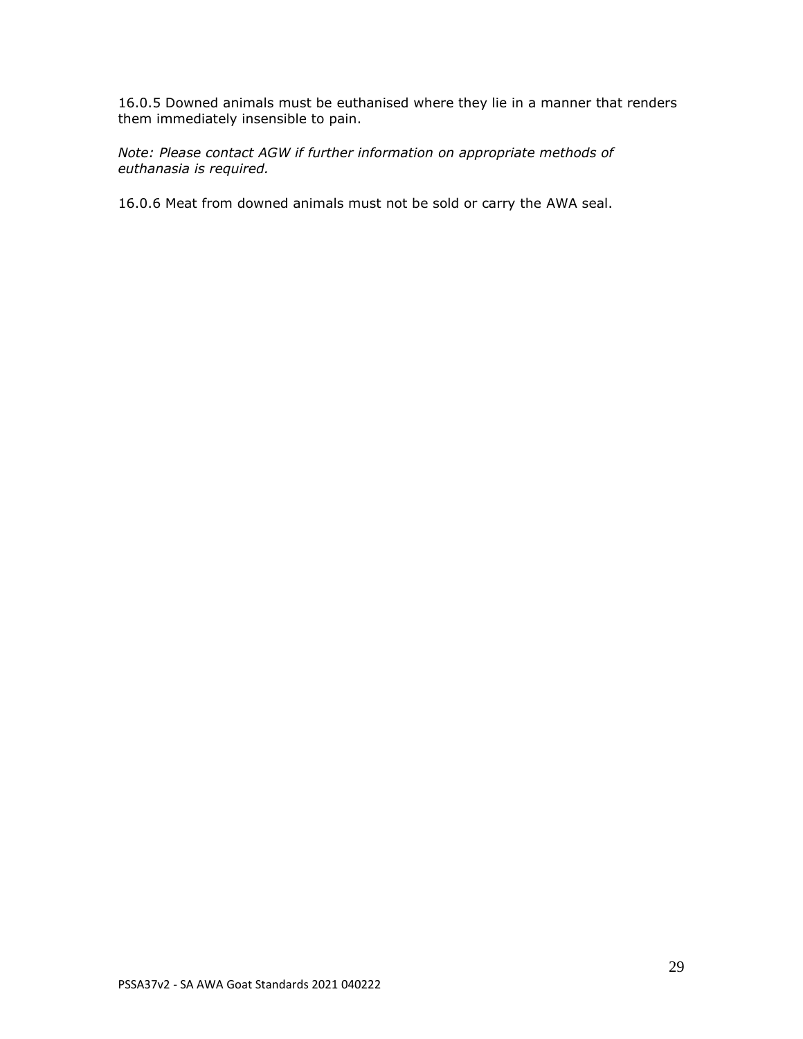16.0.5 Downed animals must be euthanised where they lie in a manner that renders them immediately insensible to pain.

*Note: Please contact AGW if further information on appropriate methods of euthanasia is required.*

16.0.6 Meat from downed animals must not be sold or carry the AWA seal.